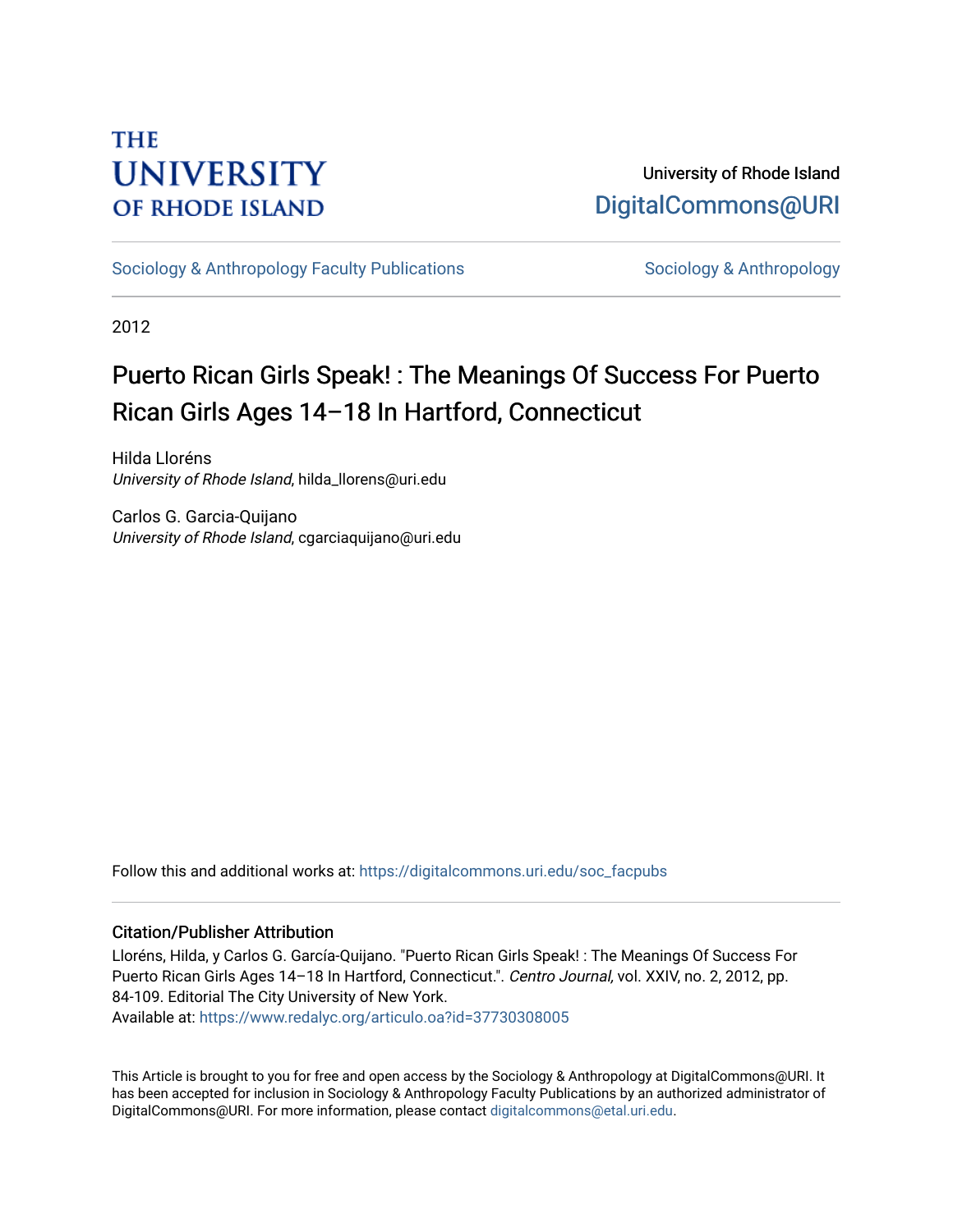# THE UNIVERSITY OF RHODE ISLAND

University of Rhode Island
DigitalCommons@URI

Sociology & Anthropology Faculty Publications | Sociology & Anthropology

2012

## Puerto Rican Girls Speak! : The Meanings Of Success For Puerto Rican Girls Ages 14–18 In Hartford, Connecticut

Hilda Lloréns
*University of Rhode Island*, hilda_llorens@uri.edu

Carlos G. Garcia-Quijano
*University of Rhode Island*, cgarciaquijano@uri.edu

Follow this and additional works at: https://digitalcommons.uri.edu/soc_facpubs

### Citation/Publisher Attribution

Lloréns, Hilda, y Carlos G. García-Quijano. "Puerto Rican Girls Speak! : The Meanings Of Success For Puerto Rican Girls Ages 14–18 In Hartford, Connecticut.". *Centro Journal,* vol. XXIV, no. 2, 2012, pp. 84-109. Editorial The City University of New York.
Available at: https://www.redalyc.org/articulo.oa?id=37730308005

This Article is brought to you for free and open access by the Sociology & Anthropology at DigitalCommons@URI. It has been accepted for inclusion in Sociology & Anthropology Faculty Publications by an authorized administrator of DigitalCommons@URI. For more information, please contact digitalcommons@etal.uri.edu.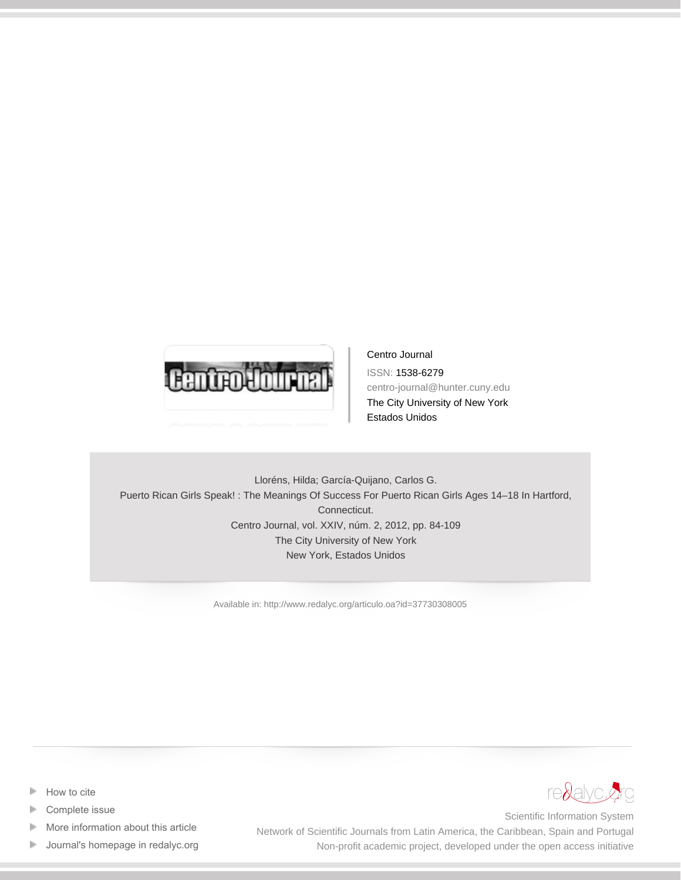Centro Journal

ISSN: 1538-6279

centro-journal@hunter.cuny.edu

The City University of New York

Estados Unidos

Lloréns, Hilda; García-Quijano, Carlos G.

Puerto Rican Girls Speak! : The Meanings Of Success For Puerto Rican Girls Ages 14–18 In Hartford, Connecticut.

Centro Journal, vol. XXIV, núm. 2, 2012, pp. 84-109

The City University of New York

New York, Estados Unidos

Available in: http://www.redalyc.org/articulo.oa?id=37730308005

- How to cite
- Complete issue
- More information about this article
- Journal's homepage in redalyc.org

redalyc.org

Scientific Information System

Network of Scientific Journals from Latin America, the Caribbean, Spain and Portugal

Non-profit academic project, developed under the open access initiative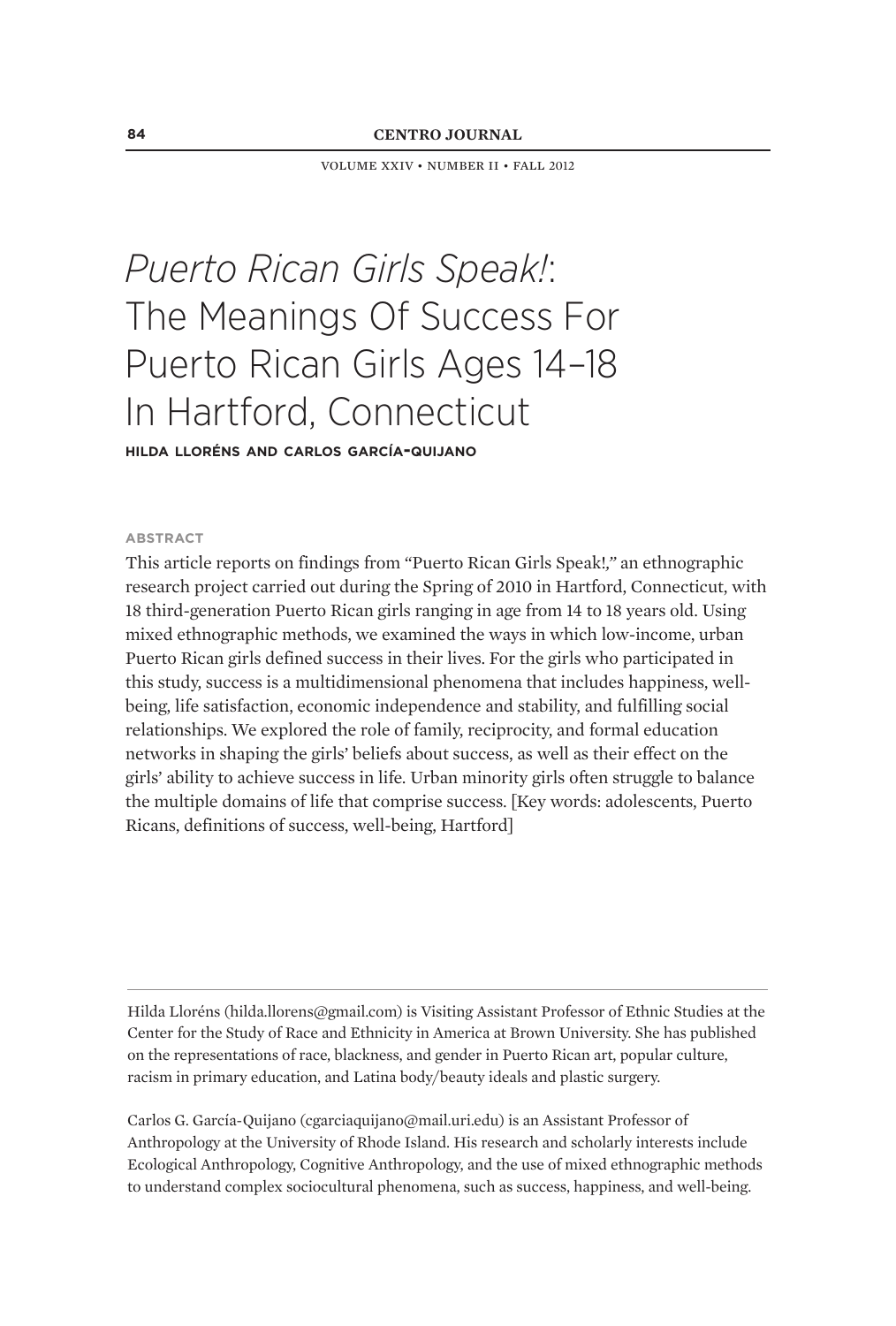# *Puerto Rican Girls Speak!*: The Meanings Of Success For Puerto Rican Girls Ages 14–18 In Hartford, Connecticut

**HILDA LLORÉNS AND CARLOS GARCÍA-QUIJANO**

**ABSTRACT**

This article reports on findings from "Puerto Rican Girls Speak!," an ethnographic research project carried out during the Spring of 2010 in Hartford, Connecticut, with 18 third-generation Puerto Rican girls ranging in age from 14 to 18 years old. Using mixed ethnographic methods, we examined the ways in which low-income, urban Puerto Rican girls defined success in their lives. For the girls who participated in this study, success is a multidimensional phenomena that includes happiness, well-being, life satisfaction, economic independence and stability, and fulfilling social relationships. We explored the role of family, reciprocity, and formal education networks in shaping the girls' beliefs about success, as well as their effect on the girls' ability to achieve success in life. Urban minority girls often struggle to balance the multiple domains of life that comprise success. [Key words: adolescents, Puerto Ricans, definitions of success, well-being, Hartford]

---

Hilda Lloréns (hilda.llorens@gmail.com) is Visiting Assistant Professor of Ethnic Studies at the Center for the Study of Race and Ethnicity in America at Brown University. She has published on the representations of race, blackness, and gender in Puerto Rican art, popular culture, racism in primary education, and Latina body/beauty ideals and plastic surgery.

Carlos G. García-Quijano (cgarciaquijano@mail.uri.edu) is an Assistant Professor of Anthropology at the University of Rhode Island. His research and scholarly interests include Ecological Anthropology, Cognitive Anthropology, and the use of mixed ethnographic methods to understand complex sociocultural phenomena, such as success, happiness, and well-being.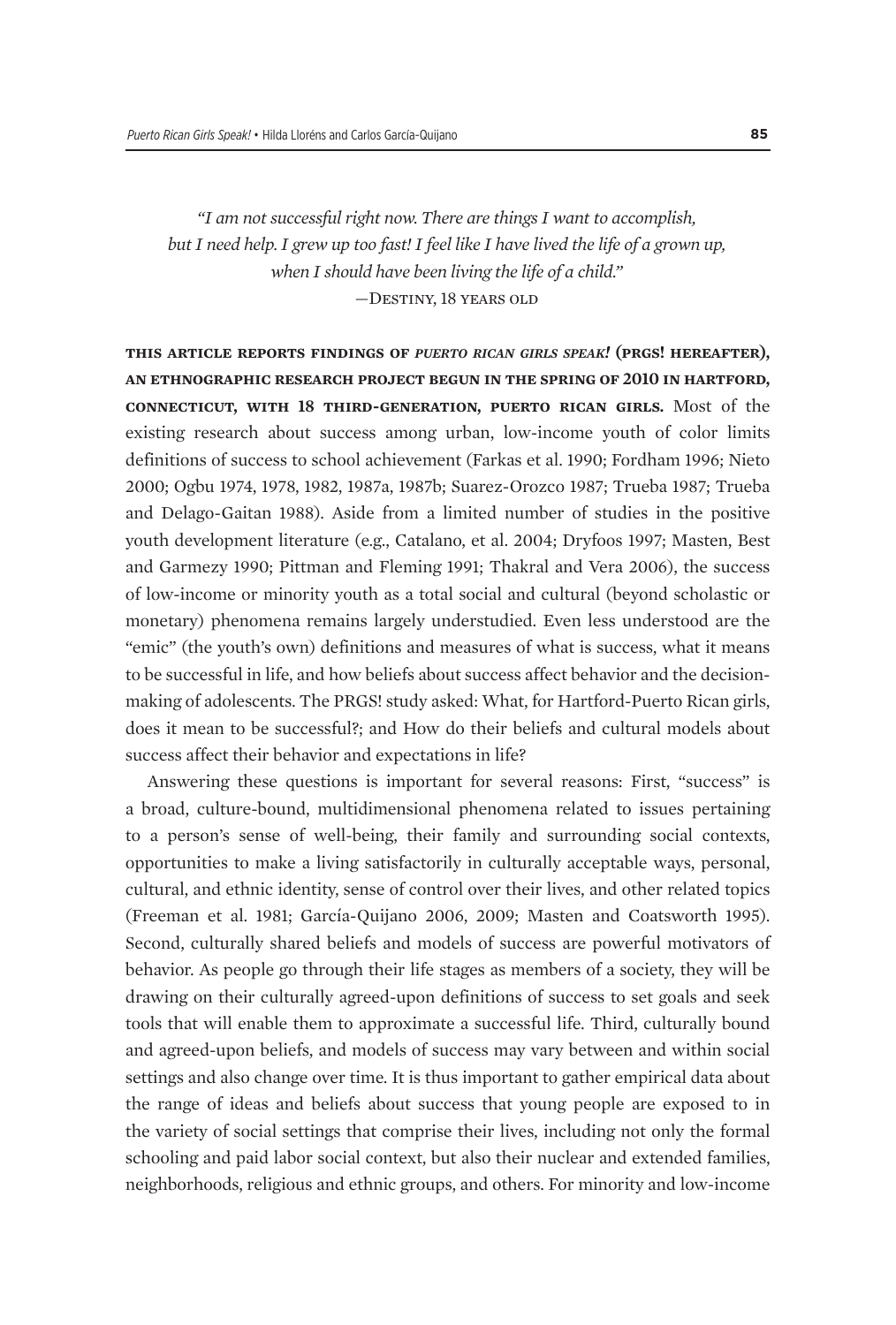*"I am not successful right now. There are things I want to accomplish, but I need help. I grew up too fast! I feel like I have lived the life of a grown up, when I should have been living the life of a child."*
—Destiny, 18 years old

**THIS ARTICLE REPORTS FINDINGS OF *PUERTO RICAN GIRLS SPEAK!* (PRGS! HEREAFTER), AN ETHNOGRAPHIC RESEARCH PROJECT BEGUN IN THE SPRING OF 2010 IN HARTFORD, CONNECTICUT, WITH 18 THIRD-GENERATION, PUERTO RICAN GIRLS.** Most of the existing research about success among urban, low-income youth of color limits definitions of success to school achievement (Farkas et al. 1990; Fordham 1996; Nieto 2000; Ogbu 1974, 1978, 1982, 1987a, 1987b; Suarez-Orozco 1987; Trueba 1987; Trueba and Delago-Gaitan 1988). Aside from a limited number of studies in the positive youth development literature (e.g., Catalano, et al. 2004; Dryfoos 1997; Masten, Best and Garmezy 1990; Pittman and Fleming 1991; Thakral and Vera 2006), the success of low-income or minority youth as a total social and cultural (beyond scholastic or monetary) phenomena remains largely understudied. Even less understood are the "emic" (the youth's own) definitions and measures of what is success, what it means to be successful in life, and how beliefs about success affect behavior and the decision-making of adolescents. The PRGS! study asked: What, for Hartford-Puerto Rican girls, does it mean to be successful?; and How do their beliefs and cultural models about success affect their behavior and expectations in life?

Answering these questions is important for several reasons: First, "success" is a broad, culture-bound, multidimensional phenomena related to issues pertaining to a person's sense of well-being, their family and surrounding social contexts, opportunities to make a living satisfactorily in culturally acceptable ways, personal, cultural, and ethnic identity, sense of control over their lives, and other related topics (Freeman et al. 1981; García-Quijano 2006, 2009; Masten and Coatsworth 1995). Second, culturally shared beliefs and models of success are powerful motivators of behavior. As people go through their life stages as members of a society, they will be drawing on their culturally agreed-upon definitions of success to set goals and seek tools that will enable them to approximate a successful life. Third, culturally bound and agreed-upon beliefs, and models of success may vary between and within social settings and also change over time. It is thus important to gather empirical data about the range of ideas and beliefs about success that young people are exposed to in the variety of social settings that comprise their lives, including not only the formal schooling and paid labor social context, but also their nuclear and extended families, neighborhoods, religious and ethnic groups, and others. For minority and low-income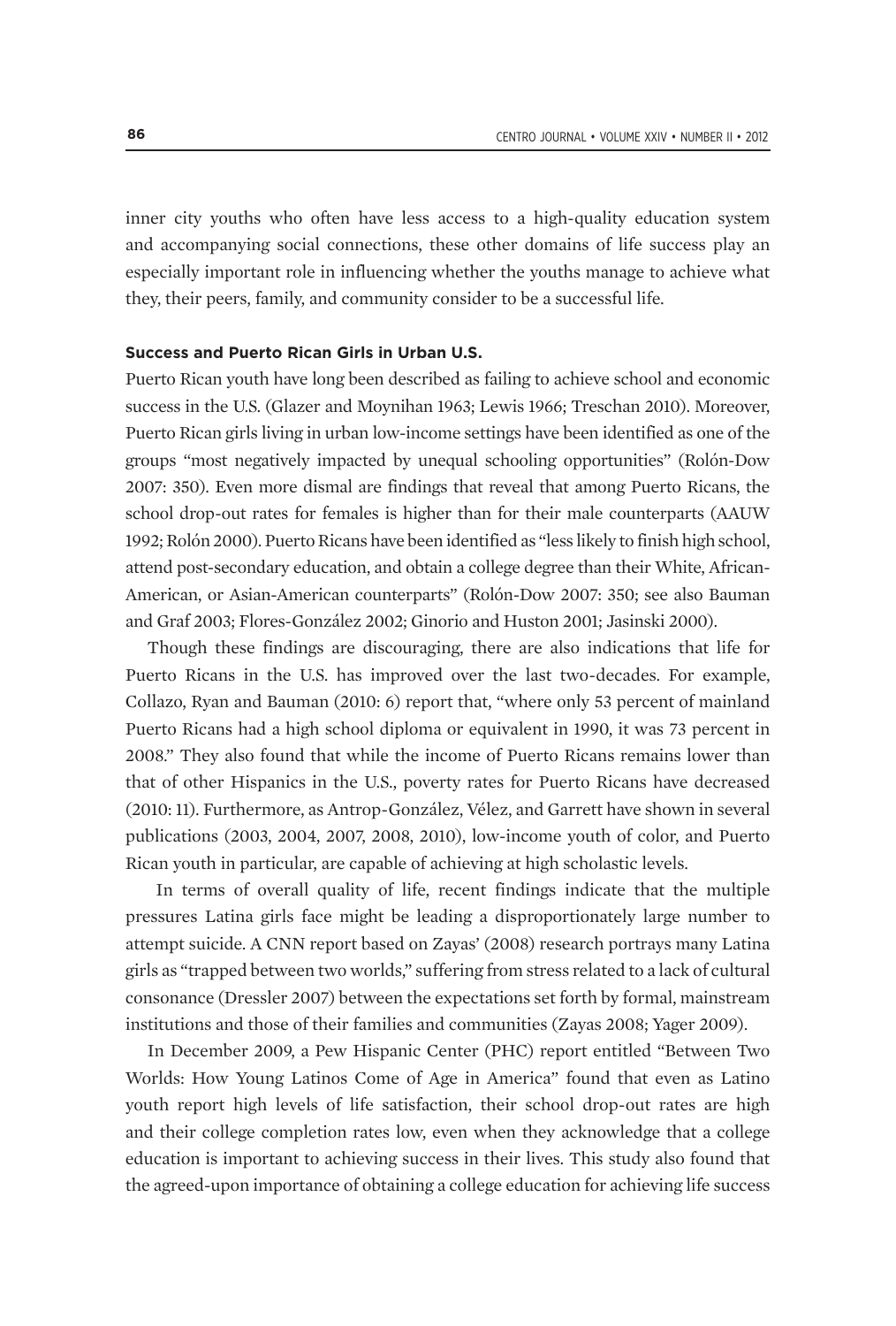inner city youths who often have less access to a high-quality education system and accompanying social connections, these other domains of life success play an especially important role in influencing whether the youths manage to achieve what they, their peers, family, and community consider to be a successful life.

### Success and Puerto Rican Girls in Urban U.S.

Puerto Rican youth have long been described as failing to achieve school and economic success in the U.S. (Glazer and Moynihan 1963; Lewis 1966; Treschan 2010). Moreover, Puerto Rican girls living in urban low-income settings have been identified as one of the groups "most negatively impacted by unequal schooling opportunities" (Rolón-Dow 2007: 350). Even more dismal are findings that reveal that among Puerto Ricans, the school drop-out rates for females is higher than for their male counterparts (AAUW 1992; Rolón 2000). Puerto Ricans have been identified as "less likely to finish high school, attend post-secondary education, and obtain a college degree than their White, African-American, or Asian-American counterparts" (Rolón-Dow 2007: 350; see also Bauman and Graf 2003; Flores-González 2002; Ginorio and Huston 2001; Jasinski 2000).

Though these findings are discouraging, there are also indications that life for Puerto Ricans in the U.S. has improved over the last two-decades. For example, Collazo, Ryan and Bauman (2010: 6) report that, "where only 53 percent of mainland Puerto Ricans had a high school diploma or equivalent in 1990, it was 73 percent in 2008." They also found that while the income of Puerto Ricans remains lower than that of other Hispanics in the U.S., poverty rates for Puerto Ricans have decreased (2010: 11). Furthermore, as Antrop-González, Vélez, and Garrett have shown in several publications (2003, 2004, 2007, 2008, 2010), low-income youth of color, and Puerto Rican youth in particular, are capable of achieving at high scholastic levels.

In terms of overall quality of life, recent findings indicate that the multiple pressures Latina girls face might be leading a disproportionately large number to attempt suicide. A CNN report based on Zayas' (2008) research portrays many Latina girls as "trapped between two worlds," suffering from stress related to a lack of cultural consonance (Dressler 2007) between the expectations set forth by formal, mainstream institutions and those of their families and communities (Zayas 2008; Yager 2009).

In December 2009, a Pew Hispanic Center (PHC) report entitled "Between Two Worlds: How Young Latinos Come of Age in America" found that even as Latino youth report high levels of life satisfaction, their school drop-out rates are high and their college completion rates low, even when they acknowledge that a college education is important to achieving success in their lives. This study also found that the agreed-upon importance of obtaining a college education for achieving life success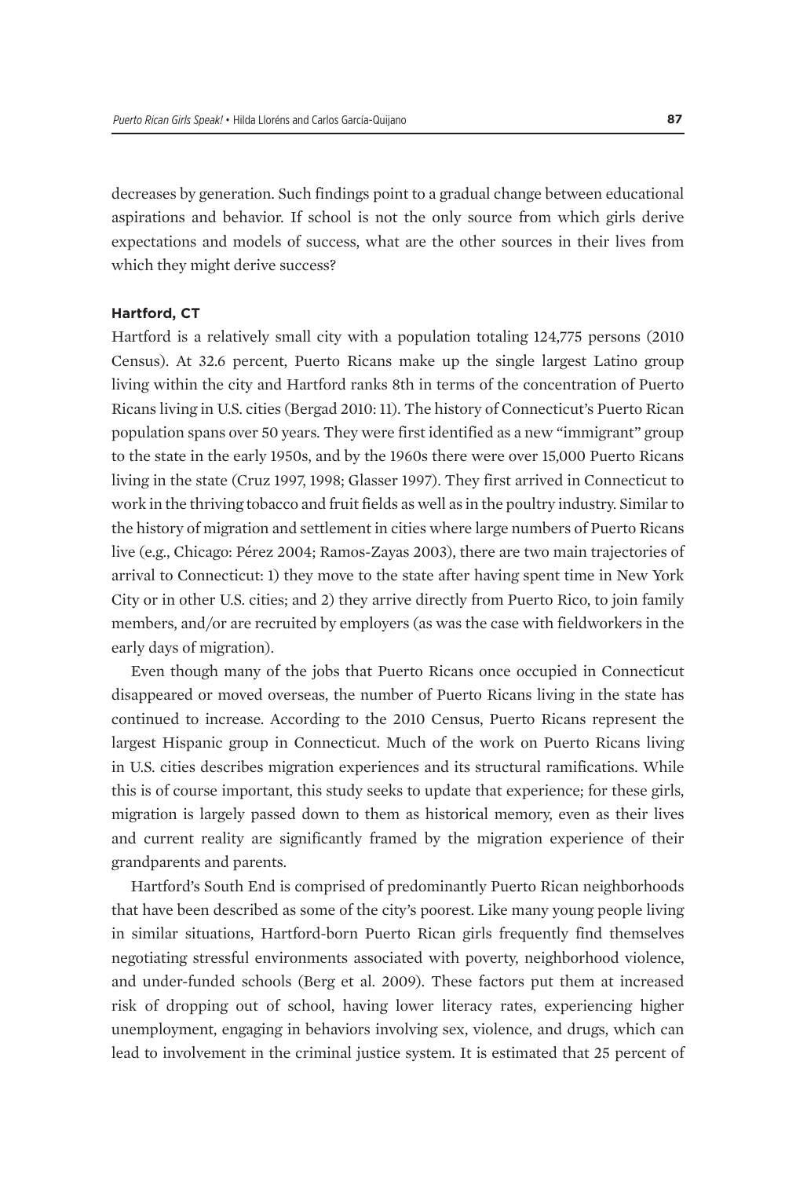decreases by generation. Such findings point to a gradual change between educational aspirations and behavior. If school is not the only source from which girls derive expectations and models of success, what are the other sources in their lives from which they might derive success?

### Hartford, CT

Hartford is a relatively small city with a population totaling 124,775 persons (2010 Census). At 32.6 percent, Puerto Ricans make up the single largest Latino group living within the city and Hartford ranks 8th in terms of the concentration of Puerto Ricans living in U.S. cities (Bergad 2010: 11). The history of Connecticut's Puerto Rican population spans over 50 years. They were first identified as a new "immigrant" group to the state in the early 1950s, and by the 1960s there were over 15,000 Puerto Ricans living in the state (Cruz 1997, 1998; Glasser 1997). They first arrived in Connecticut to work in the thriving tobacco and fruit fields as well as in the poultry industry. Similar to the history of migration and settlement in cities where large numbers of Puerto Ricans live (e.g., Chicago: Pérez 2004; Ramos-Zayas 2003), there are two main trajectories of arrival to Connecticut: 1) they move to the state after having spent time in New York City or in other U.S. cities; and 2) they arrive directly from Puerto Rico, to join family members, and/or are recruited by employers (as was the case with fieldworkers in the early days of migration).

Even though many of the jobs that Puerto Ricans once occupied in Connecticut disappeared or moved overseas, the number of Puerto Ricans living in the state has continued to increase. According to the 2010 Census, Puerto Ricans represent the largest Hispanic group in Connecticut. Much of the work on Puerto Ricans living in U.S. cities describes migration experiences and its structural ramifications. While this is of course important, this study seeks to update that experience; for these girls, migration is largely passed down to them as historical memory, even as their lives and current reality are significantly framed by the migration experience of their grandparents and parents.

Hartford's South End is comprised of predominantly Puerto Rican neighborhoods that have been described as some of the city's poorest. Like many young people living in similar situations, Hartford-born Puerto Rican girls frequently find themselves negotiating stressful environments associated with poverty, neighborhood violence, and under-funded schools (Berg et al. 2009). These factors put them at increased risk of dropping out of school, having lower literacy rates, experiencing higher unemployment, engaging in behaviors involving sex, violence, and drugs, which can lead to involvement in the criminal justice system. It is estimated that 25 percent of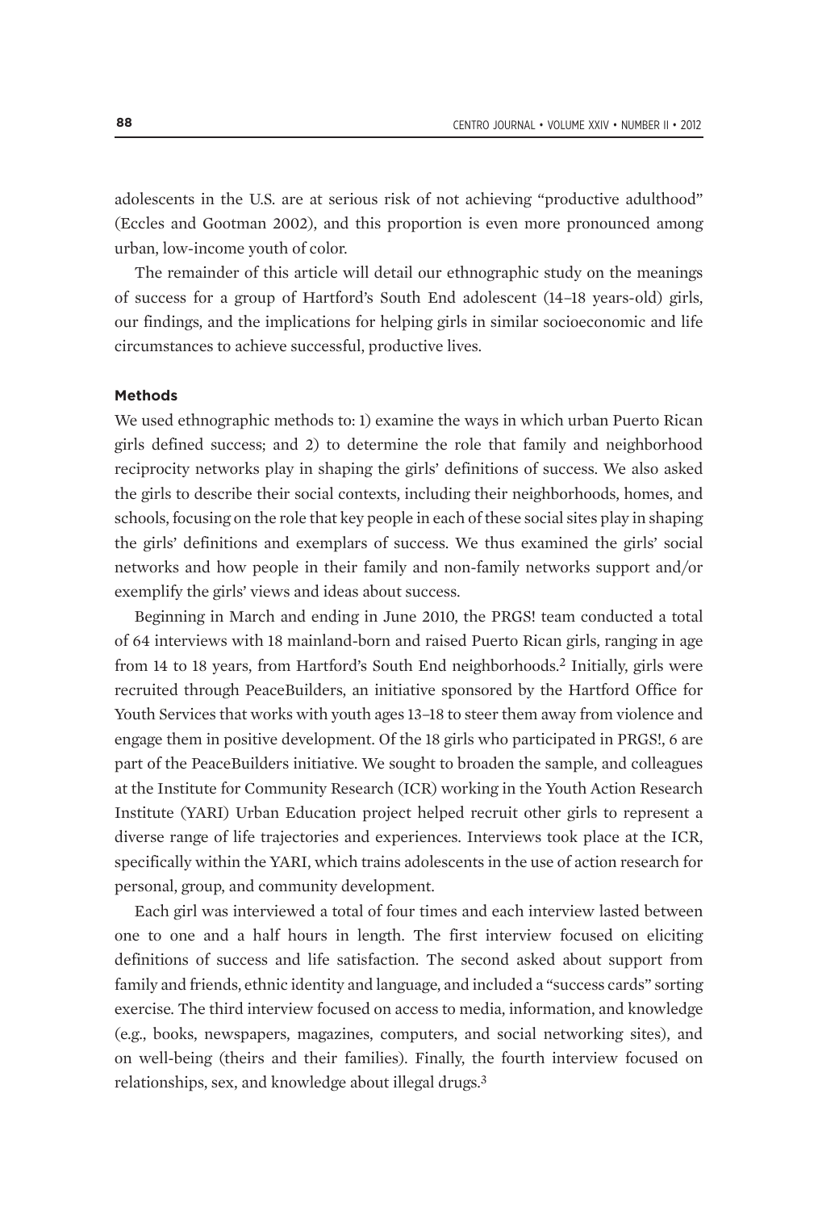adolescents in the U.S. are at serious risk of not achieving "productive adulthood" (Eccles and Gootman 2002), and this proportion is even more pronounced among urban, low-income youth of color.

The remainder of this article will detail our ethnographic study on the meanings of success for a group of Hartford's South End adolescent (14–18 years-old) girls, our findings, and the implications for helping girls in similar socioeconomic and life circumstances to achieve successful, productive lives.

### Methods

We used ethnographic methods to: 1) examine the ways in which urban Puerto Rican girls defined success; and 2) to determine the role that family and neighborhood reciprocity networks play in shaping the girls' definitions of success. We also asked the girls to describe their social contexts, including their neighborhoods, homes, and schools, focusing on the role that key people in each of these social sites play in shaping the girls' definitions and exemplars of success. We thus examined the girls' social networks and how people in their family and non-family networks support and/or exemplify the girls' views and ideas about success.

Beginning in March and ending in June 2010, the PRGS! team conducted a total of 64 interviews with 18 mainland-born and raised Puerto Rican girls, ranging in age from 14 to 18 years, from Hartford's South End neighborhoods.[2] Initially, girls were recruited through PeaceBuilders, an initiative sponsored by the Hartford Office for Youth Services that works with youth ages 13–18 to steer them away from violence and engage them in positive development. Of the 18 girls who participated in PRGS!, 6 are part of the PeaceBuilders initiative. We sought to broaden the sample, and colleagues at the Institute for Community Research (ICR) working in the Youth Action Research Institute (YARI) Urban Education project helped recruit other girls to represent a diverse range of life trajectories and experiences. Interviews took place at the ICR, specifically within the YARI, which trains adolescents in the use of action research for personal, group, and community development.

Each girl was interviewed a total of four times and each interview lasted between one to one and a half hours in length. The first interview focused on eliciting definitions of success and life satisfaction. The second asked about support from family and friends, ethnic identity and language, and included a "success cards" sorting exercise. The third interview focused on access to media, information, and knowledge (e.g., books, newspapers, magazines, computers, and social networking sites), and on well-being (theirs and their families). Finally, the fourth interview focused on relationships, sex, and knowledge about illegal drugs.[3]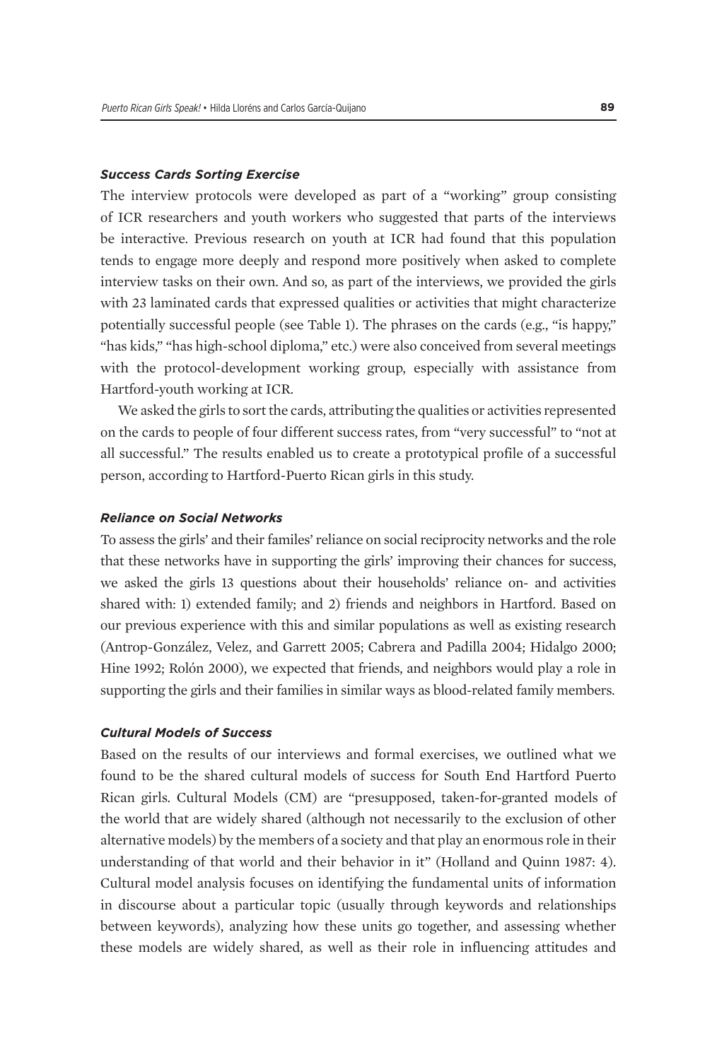### *Success Cards Sorting Exercise*

The interview protocols were developed as part of a "working" group consisting of ICR researchers and youth workers who suggested that parts of the interviews be interactive. Previous research on youth at ICR had found that this population tends to engage more deeply and respond more positively when asked to complete interview tasks on their own. And so, as part of the interviews, we provided the girls with 23 laminated cards that expressed qualities or activities that might characterize potentially successful people (see Table 1). The phrases on the cards (e.g., "is happy," "has kids," "has high-school diploma," etc.) were also conceived from several meetings with the protocol-development working group, especially with assistance from Hartford-youth working at ICR.

We asked the girls to sort the cards, attributing the qualities or activities represented on the cards to people of four different success rates, from "very successful" to "not at all successful." The results enabled us to create a prototypical profile of a successful person, according to Hartford-Puerto Rican girls in this study.

### *Reliance on Social Networks*

To assess the girls' and their familes' reliance on social reciprocity networks and the role that these networks have in supporting the girls' improving their chances for success, we asked the girls 13 questions about their households' reliance on- and activities shared with: 1) extended family; and 2) friends and neighbors in Hartford. Based on our previous experience with this and similar populations as well as existing research (Antrop-González, Velez, and Garrett 2005; Cabrera and Padilla 2004; Hidalgo 2000; Hine 1992; Rolón 2000), we expected that friends, and neighbors would play a role in supporting the girls and their families in similar ways as blood-related family members.

### *Cultural Models of Success*

Based on the results of our interviews and formal exercises, we outlined what we found to be the shared cultural models of success for South End Hartford Puerto Rican girls. Cultural Models (CM) are "presupposed, taken-for-granted models of the world that are widely shared (although not necessarily to the exclusion of other alternative models) by the members of a society and that play an enormous role in their understanding of that world and their behavior in it" (Holland and Quinn 1987: 4). Cultural model analysis focuses on identifying the fundamental units of information in discourse about a particular topic (usually through keywords and relationships between keywords), analyzing how these units go together, and assessing whether these models are widely shared, as well as their role in influencing attitudes and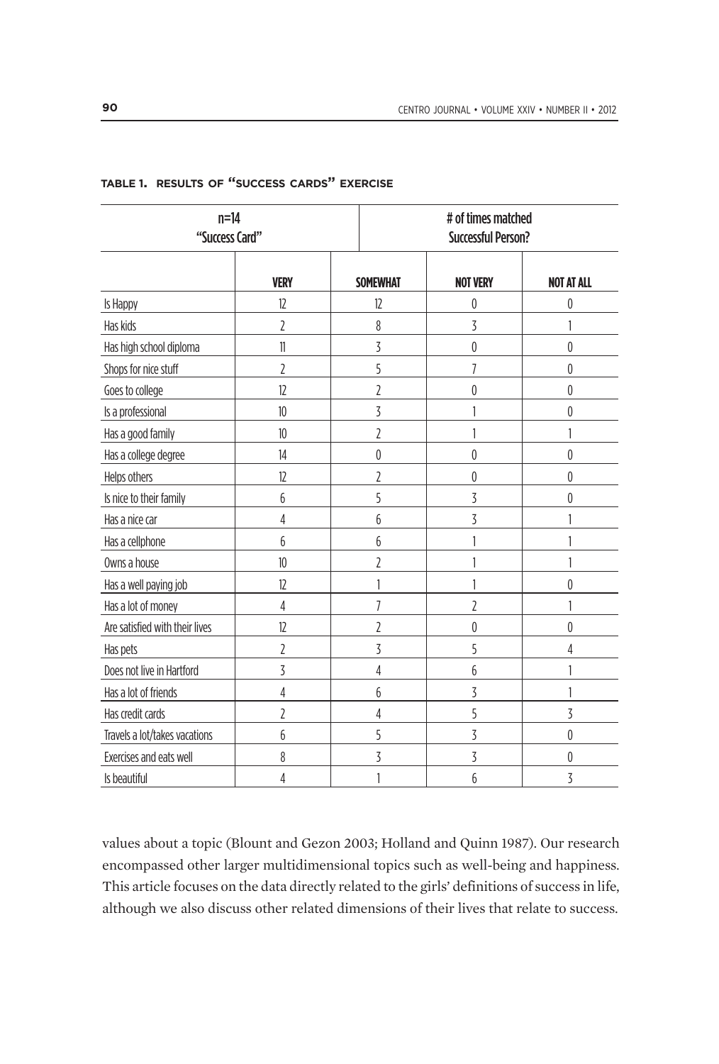**TABLE 1. RESULTS OF "SUCCESS CARDS" EXERCISE**

| n=14 "Success Card" | | # of times matched Successful Person? | | |
|---|---|---|---|---|
| | **VERY** | **SOMEWHAT** | **NOT VERY** | **NOT AT ALL** |
| Is Happy | 12 | 12 | 0 | 0 |
| Has kids | 2 | 8 | 3 | 1 |
| Has high school diploma | 11 | 3 | 0 | 0 |
| Shops for nice stuff | 2 | 5 | 7 | 0 |
| Goes to college | 12 | 2 | 0 | 0 |
| Is a professional | 10 | 3 | 1 | 0 |
| Has a good family | 10 | 2 | 1 | 1 |
| Has a college degree | 14 | 0 | 0 | 0 |
| Helps others | 12 | 2 | 0 | 0 |
| Is nice to their family | 6 | 5 | 3 | 0 |
| Has a nice car | 4 | 6 | 3 | 1 |
| Has a cellphone | 6 | 6 | 1 | 1 |
| Owns a house | 10 | 2 | 1 | 1 |
| Has a well paying job | 12 | 1 | 1 | 0 |
| Has a lot of money | 4 | 7 | 2 | 1 |
| Are satisfied with their lives | 12 | 2 | 0 | 0 |
| Has pets | 2 | 3 | 5 | 4 |
| Does not live in Hartford | 3 | 4 | 6 | 1 |
| Has a lot of friends | 4 | 6 | 3 | 1 |
| Has credit cards | 2 | 4 | 5 | 3 |
| Travels a lot/takes vacations | 6 | 5 | 3 | 0 |
| Exercises and eats well | 8 | 3 | 3 | 0 |
| Is beautiful | 4 | 1 | 6 | 3 |

values about a topic (Blount and Gezon 2003; Holland and Quinn 1987). Our research encompassed other larger multidimensional topics such as well-being and happiness. This article focuses on the data directly related to the girls' definitions of success in life, although we also discuss other related dimensions of their lives that relate to success.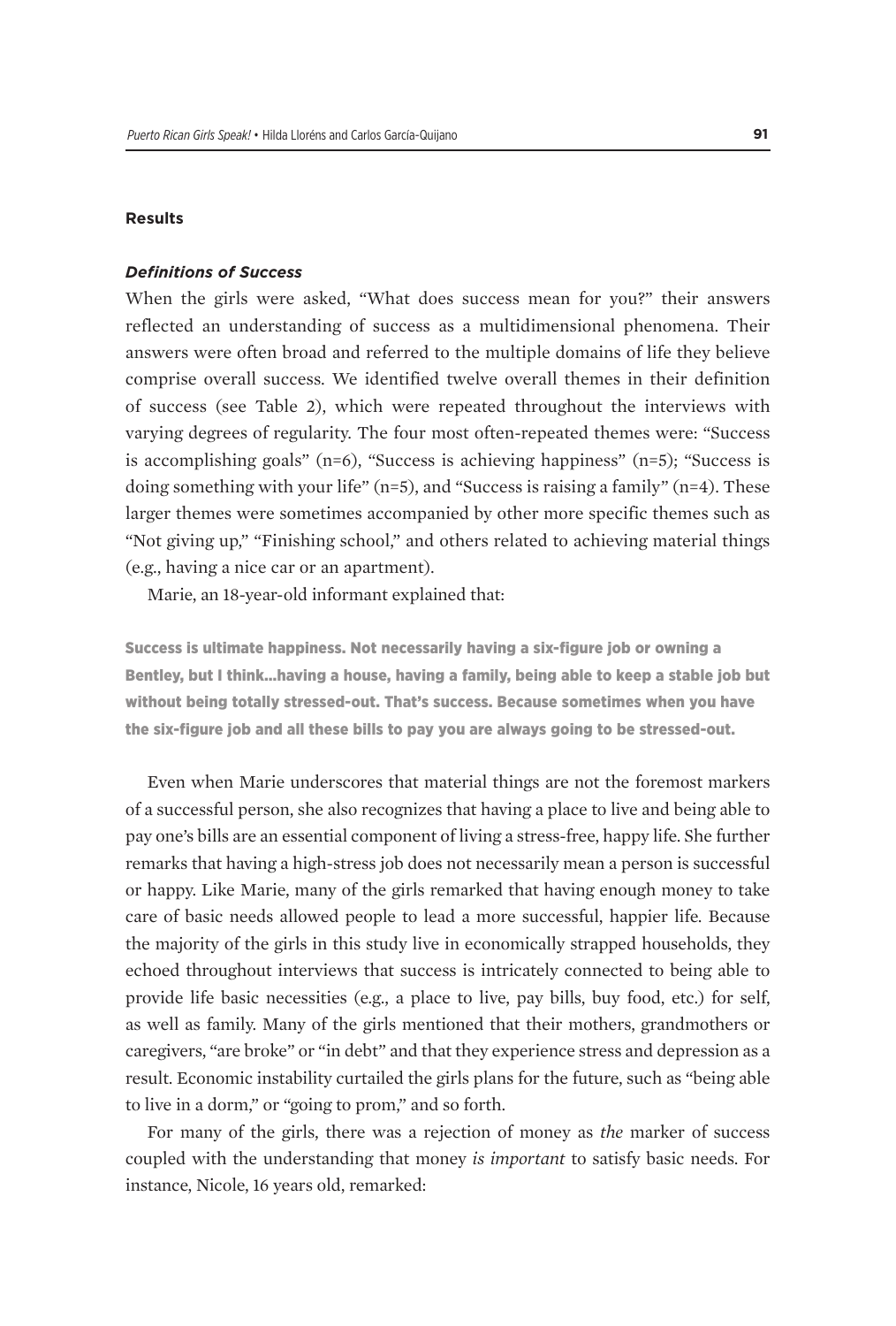## Results

### *Definitions of Success*

When the girls were asked, "What does success mean for you?" their answers reflected an understanding of success as a multidimensional phenomena. Their answers were often broad and referred to the multiple domains of life they believe comprise overall success. We identified twelve overall themes in their definition of success (see Table 2), which were repeated throughout the interviews with varying degrees of regularity. The four most often-repeated themes were: "Success is accomplishing goals" (n=6), "Success is achieving happiness" (n=5); "Success is doing something with your life" (n=5), and "Success is raising a family" (n=4). These larger themes were sometimes accompanied by other more specific themes such as "Not giving up," "Finishing school," and others related to achieving material things (e.g., having a nice car or an apartment).

Marie, an 18-year-old informant explained that:

> **Success is ultimate happiness. Not necessarily having a six-figure job or owning a Bentley, but I think…having a house, having a family, being able to keep a stable job but without being totally stressed-out. That's success. Because sometimes when you have the six-figure job and all these bills to pay you are always going to be stressed-out.**

Even when Marie underscores that material things are not the foremost markers of a successful person, she also recognizes that having a place to live and being able to pay one's bills are an essential component of living a stress-free, happy life. She further remarks that having a high-stress job does not necessarily mean a person is successful or happy. Like Marie, many of the girls remarked that having enough money to take care of basic needs allowed people to lead a more successful, happier life. Because the majority of the girls in this study live in economically strapped households, they echoed throughout interviews that success is intricately connected to being able to provide life basic necessities (e.g., a place to live, pay bills, buy food, etc.) for self, as well as family. Many of the girls mentioned that their mothers, grandmothers or caregivers, "are broke" or "in debt" and that they experience stress and depression as a result. Economic instability curtailed the girls plans for the future, such as "being able to live in a dorm," or "going to prom," and so forth.

For many of the girls, there was a rejection of money as *the* marker of success coupled with the understanding that money *is important* to satisfy basic needs. For instance, Nicole, 16 years old, remarked: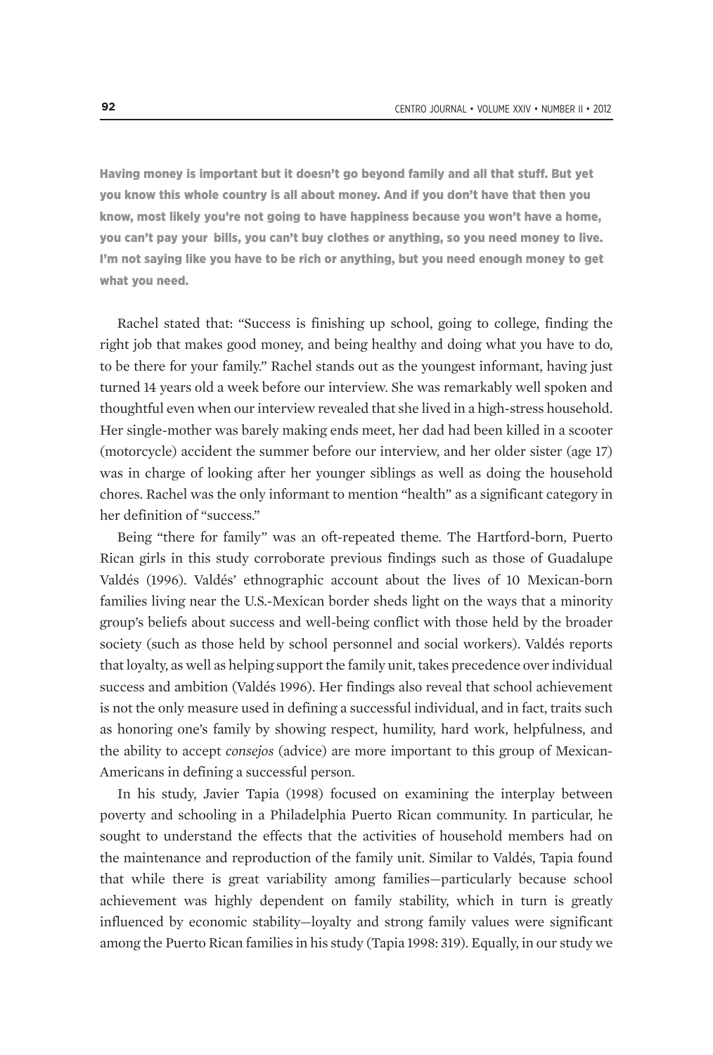**Having money is important but it doesn't go beyond family and all that stuff. But yet you know this whole country is all about money. And if you don't have that then you know, most likely you're not going to have happiness because you won't have a home, you can't pay your bills, you can't buy clothes or anything, so you need money to live. I'm not saying like you have to be rich or anything, but you need enough money to get what you need.**

Rachel stated that: "Success is finishing up school, going to college, finding the right job that makes good money, and being healthy and doing what you have to do, to be there for your family." Rachel stands out as the youngest informant, having just turned 14 years old a week before our interview. She was remarkably well spoken and thoughtful even when our interview revealed that she lived in a high-stress household. Her single-mother was barely making ends meet, her dad had been killed in a scooter (motorcycle) accident the summer before our interview, and her older sister (age 17) was in charge of looking after her younger siblings as well as doing the household chores. Rachel was the only informant to mention "health" as a significant category in her definition of "success."

Being "there for family" was an oft-repeated theme. The Hartford-born, Puerto Rican girls in this study corroborate previous findings such as those of Guadalupe Valdés (1996). Valdés' ethnographic account about the lives of 10 Mexican-born families living near the U.S.-Mexican border sheds light on the ways that a minority group's beliefs about success and well-being conflict with those held by the broader society (such as those held by school personnel and social workers). Valdés reports that loyalty, as well as helping support the family unit, takes precedence over individual success and ambition (Valdés 1996). Her findings also reveal that school achievement is not the only measure used in defining a successful individual, and in fact, traits such as honoring one's family by showing respect, humility, hard work, helpfulness, and the ability to accept *consejos* (advice) are more important to this group of Mexican-Americans in defining a successful person.

In his study, Javier Tapia (1998) focused on examining the interplay between poverty and schooling in a Philadelphia Puerto Rican community. In particular, he sought to understand the effects that the activities of household members had on the maintenance and reproduction of the family unit. Similar to Valdés, Tapia found that while there is great variability among families—particularly because school achievement was highly dependent on family stability, which in turn is greatly influenced by economic stability—loyalty and strong family values were significant among the Puerto Rican families in his study (Tapia 1998: 319). Equally, in our study we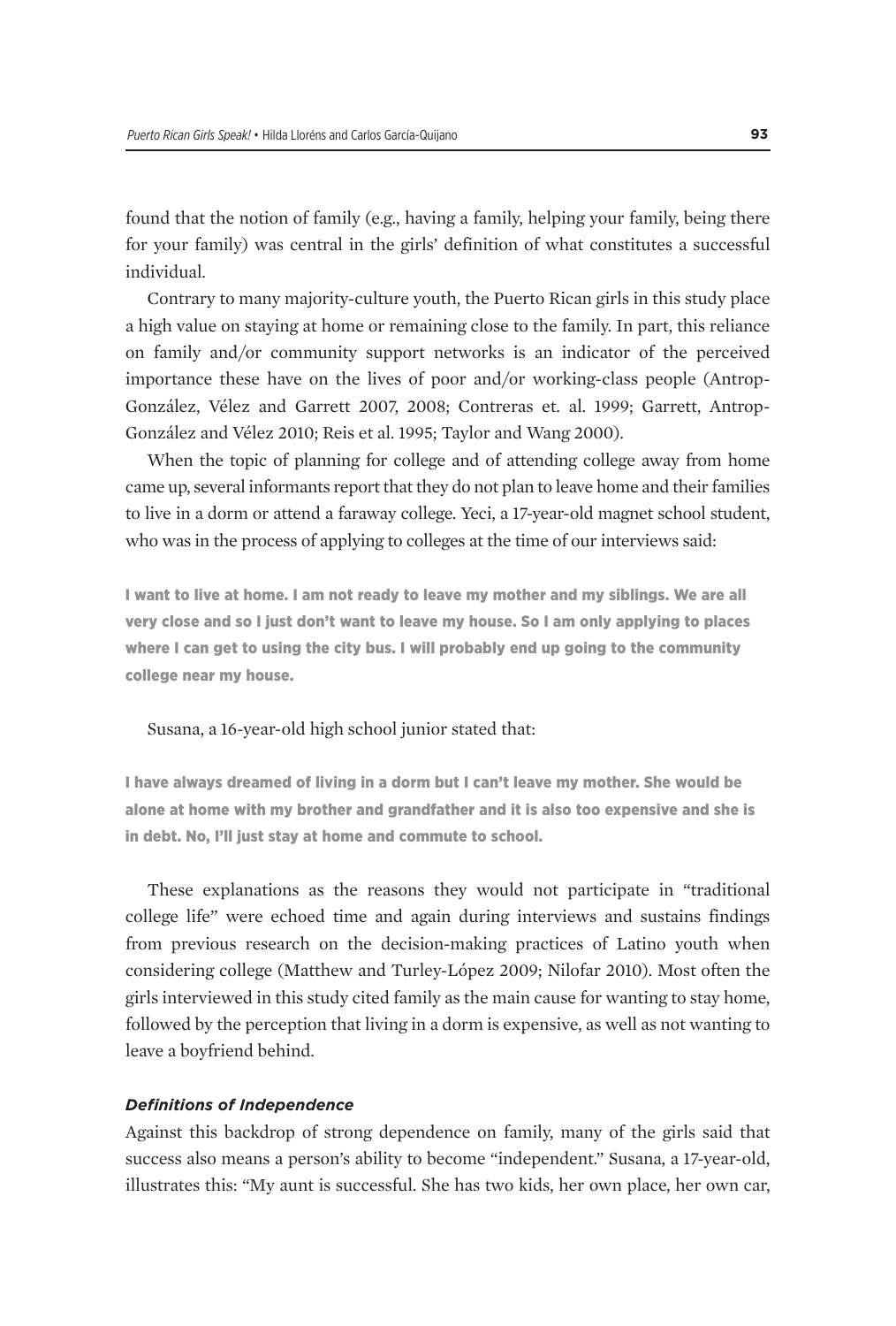found that the notion of family (e.g., having a family, helping your family, being there for your family) was central in the girls' definition of what constitutes a successful individual.

Contrary to many majority-culture youth, the Puerto Rican girls in this study place a high value on staying at home or remaining close to the family. In part, this reliance on family and/or community support networks is an indicator of the perceived importance these have on the lives of poor and/or working-class people (Antrop-González, Vélez and Garrett 2007, 2008; Contreras et. al. 1999; Garrett, Antrop-González and Vélez 2010; Reis et al. 1995; Taylor and Wang 2000).

When the topic of planning for college and of attending college away from home came up, several informants report that they do not plan to leave home and their families to live in a dorm or attend a faraway college. Yeci, a 17-year-old magnet school student, who was in the process of applying to colleges at the time of our interviews said:

> **I want to live at home. I am not ready to leave my mother and my siblings. We are all very close and so I just don't want to leave my house. So I am only applying to places where I can get to using the city bus. I will probably end up going to the community college near my house.**

Susana, a 16-year-old high school junior stated that:

> **I have always dreamed of living in a dorm but I can't leave my mother. She would be alone at home with my brother and grandfather and it is also too expensive and she is in debt. No, I'll just stay at home and commute to school.**

These explanations as the reasons they would not participate in "traditional college life" were echoed time and again during interviews and sustains findings from previous research on the decision-making practices of Latino youth when considering college (Matthew and Turley-López 2009; Nilofar 2010). Most often the girls interviewed in this study cited family as the main cause for wanting to stay home, followed by the perception that living in a dorm is expensive, as well as not wanting to leave a boyfriend behind.

#### *Definitions of Independence*

Against this backdrop of strong dependence on family, many of the girls said that success also means a person's ability to become "independent." Susana, a 17-year-old, illustrates this: "My aunt is successful. She has two kids, her own place, her own car,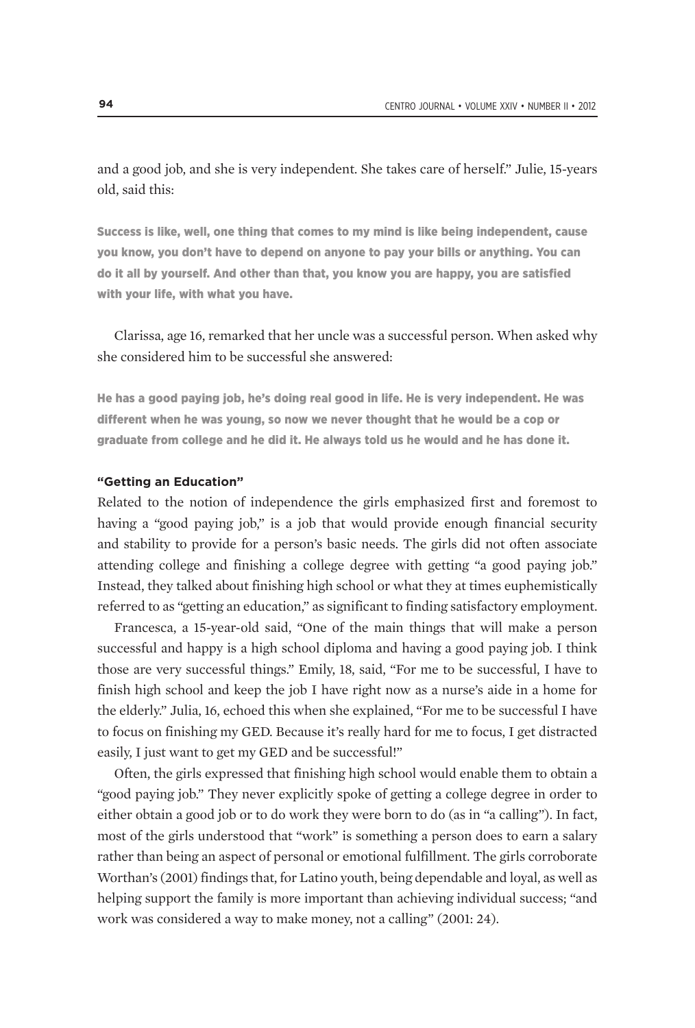and a good job, and she is very independent. She takes care of herself." Julie, 15-years old, said this:

> **Success is like, well, one thing that comes to my mind is like being independent, cause you know, you don't have to depend on anyone to pay your bills or anything. You can do it all by yourself. And other than that, you know you are happy, you are satisfied with your life, with what you have.**

Clarissa, age 16, remarked that her uncle was a successful person. When asked why she considered him to be successful she answered:

> **He has a good paying job, he's doing real good in life. He is very independent. He was different when he was young, so now we never thought that he would be a cop or graduate from college and he did it. He always told us he would and he has done it.**

### "Getting an Education"

Related to the notion of independence the girls emphasized first and foremost to having a "good paying job," is a job that would provide enough financial security and stability to provide for a person's basic needs. The girls did not often associate attending college and finishing a college degree with getting "a good paying job." Instead, they talked about finishing high school or what they at times euphemistically referred to as "getting an education," as significant to finding satisfactory employment.

Francesca, a 15-year-old said, "One of the main things that will make a person successful and happy is a high school diploma and having a good paying job. I think those are very successful things." Emily, 18, said, "For me to be successful, I have to finish high school and keep the job I have right now as a nurse's aide in a home for the elderly." Julia, 16, echoed this when she explained, "For me to be successful I have to focus on finishing my GED. Because it's really hard for me to focus, I get distracted easily, I just want to get my GED and be successful!"

Often, the girls expressed that finishing high school would enable them to obtain a "good paying job." They never explicitly spoke of getting a college degree in order to either obtain a good job or to do work they were born to do (as in "a calling"). In fact, most of the girls understood that "work" is something a person does to earn a salary rather than being an aspect of personal or emotional fulfillment. The girls corroborate Worthan's (2001) findings that, for Latino youth, being dependable and loyal, as well as helping support the family is more important than achieving individual success; "and work was considered a way to make money, not a calling" (2001: 24).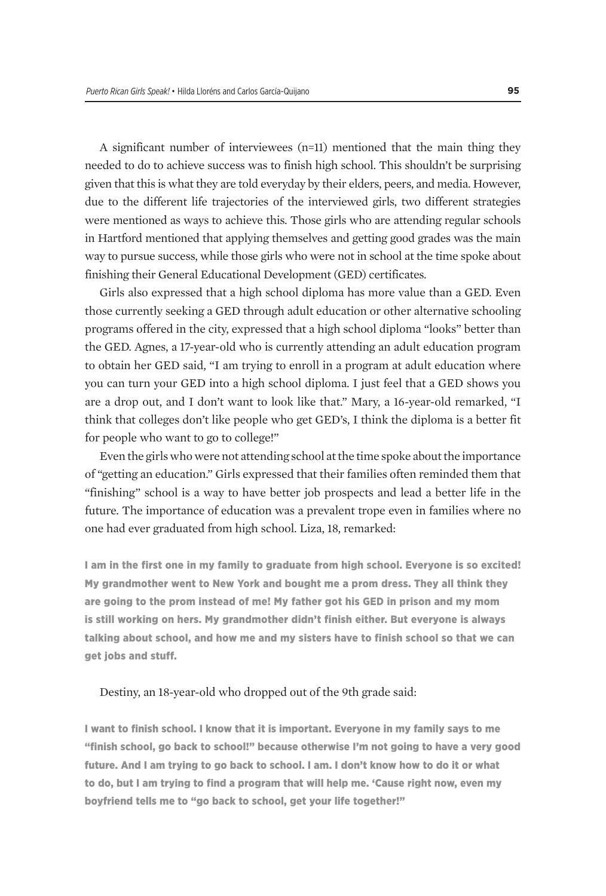A significant number of interviewees (n=11) mentioned that the main thing they needed to do to achieve success was to finish high school. This shouldn't be surprising given that this is what they are told everyday by their elders, peers, and media. However, due to the different life trajectories of the interviewed girls, two different strategies were mentioned as ways to achieve this. Those girls who are attending regular schools in Hartford mentioned that applying themselves and getting good grades was the main way to pursue success, while those girls who were not in school at the time spoke about finishing their General Educational Development (GED) certificates.

Girls also expressed that a high school diploma has more value than a GED. Even those currently seeking a GED through adult education or other alternative schooling programs offered in the city, expressed that a high school diploma "looks" better than the GED. Agnes, a 17-year-old who is currently attending an adult education program to obtain her GED said, "I am trying to enroll in a program at adult education where you can turn your GED into a high school diploma. I just feel that a GED shows you are a drop out, and I don't want to look like that." Mary, a 16-year-old remarked, "I think that colleges don't like people who get GED's, I think the diploma is a better fit for people who want to go to college!"

Even the girls who were not attending school at the time spoke about the importance of "getting an education." Girls expressed that their families often reminded them that "finishing" school is a way to have better job prospects and lead a better life in the future. The importance of education was a prevalent trope even in families where no one had ever graduated from high school. Liza, 18, remarked:

> **I am in the first one in my family to graduate from high school. Everyone is so excited! My grandmother went to New York and bought me a prom dress. They all think they are going to the prom instead of me! My father got his GED in prison and my mom is still working on hers. My grandmother didn't finish either. But everyone is always talking about school, and how me and my sisters have to finish school so that we can get jobs and stuff.**

Destiny, an 18-year-old who dropped out of the 9th grade said:

> **I want to finish school. I know that it is important. Everyone in my family says to me "finish school, go back to school!" because otherwise I'm not going to have a very good future. And I am trying to go back to school. I am. I don't know how to do it or what to do, but I am trying to find a program that will help me. 'Cause right now, even my boyfriend tells me to "go back to school, get your life together!"**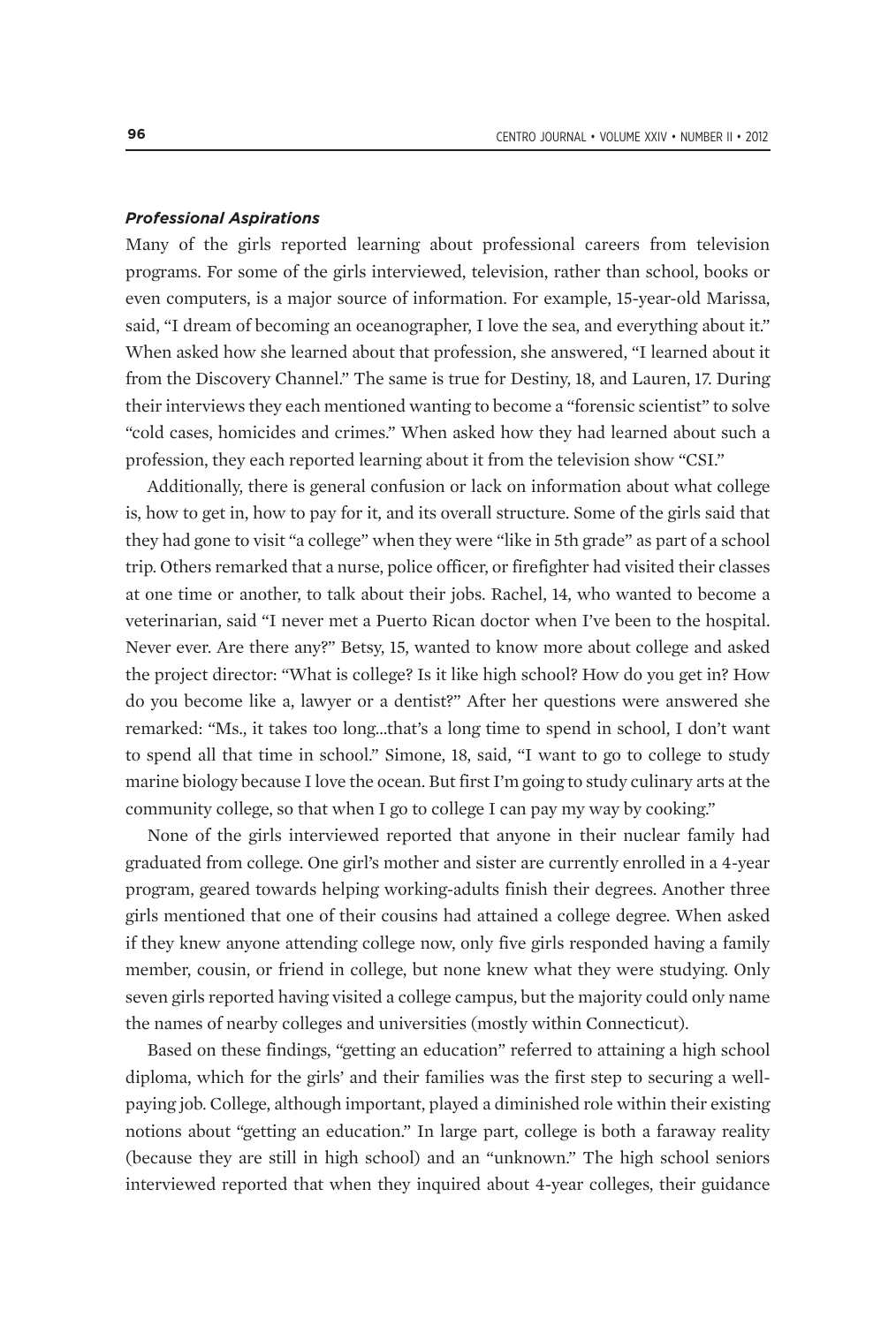### *Professional Aspirations*

Many of the girls reported learning about professional careers from television programs. For some of the girls interviewed, television, rather than school, books or even computers, is a major source of information. For example, 15-year-old Marissa, said, "I dream of becoming an oceanographer, I love the sea, and everything about it." When asked how she learned about that profession, she answered, "I learned about it from the Discovery Channel." The same is true for Destiny, 18, and Lauren, 17. During their interviews they each mentioned wanting to become a "forensic scientist" to solve "cold cases, homicides and crimes." When asked how they had learned about such a profession, they each reported learning about it from the television show "CSI."

Additionally, there is general confusion or lack on information about what college is, how to get in, how to pay for it, and its overall structure. Some of the girls said that they had gone to visit "a college" when they were "like in 5th grade" as part of a school trip. Others remarked that a nurse, police officer, or firefighter had visited their classes at one time or another, to talk about their jobs. Rachel, 14, who wanted to become a veterinarian, said "I never met a Puerto Rican doctor when I've been to the hospital. Never ever. Are there any?" Betsy, 15, wanted to know more about college and asked the project director: "What is college? Is it like high school? How do you get in? How do you become like a, lawyer or a dentist?" After her questions were answered she remarked: "Ms., it takes too long...that's a long time to spend in school, I don't want to spend all that time in school." Simone, 18, said, "I want to go to college to study marine biology because I love the ocean. But first I'm going to study culinary arts at the community college, so that when I go to college I can pay my way by cooking."

None of the girls interviewed reported that anyone in their nuclear family had graduated from college. One girl's mother and sister are currently enrolled in a 4-year program, geared towards helping working-adults finish their degrees. Another three girls mentioned that one of their cousins had attained a college degree. When asked if they knew anyone attending college now, only five girls responded having a family member, cousin, or friend in college, but none knew what they were studying. Only seven girls reported having visited a college campus, but the majority could only name the names of nearby colleges and universities (mostly within Connecticut).

Based on these findings, "getting an education" referred to attaining a high school diploma, which for the girls' and their families was the first step to securing a well-paying job. College, although important, played a diminished role within their existing notions about "getting an education." In large part, college is both a faraway reality (because they are still in high school) and an "unknown." The high school seniors interviewed reported that when they inquired about 4-year colleges, their guidance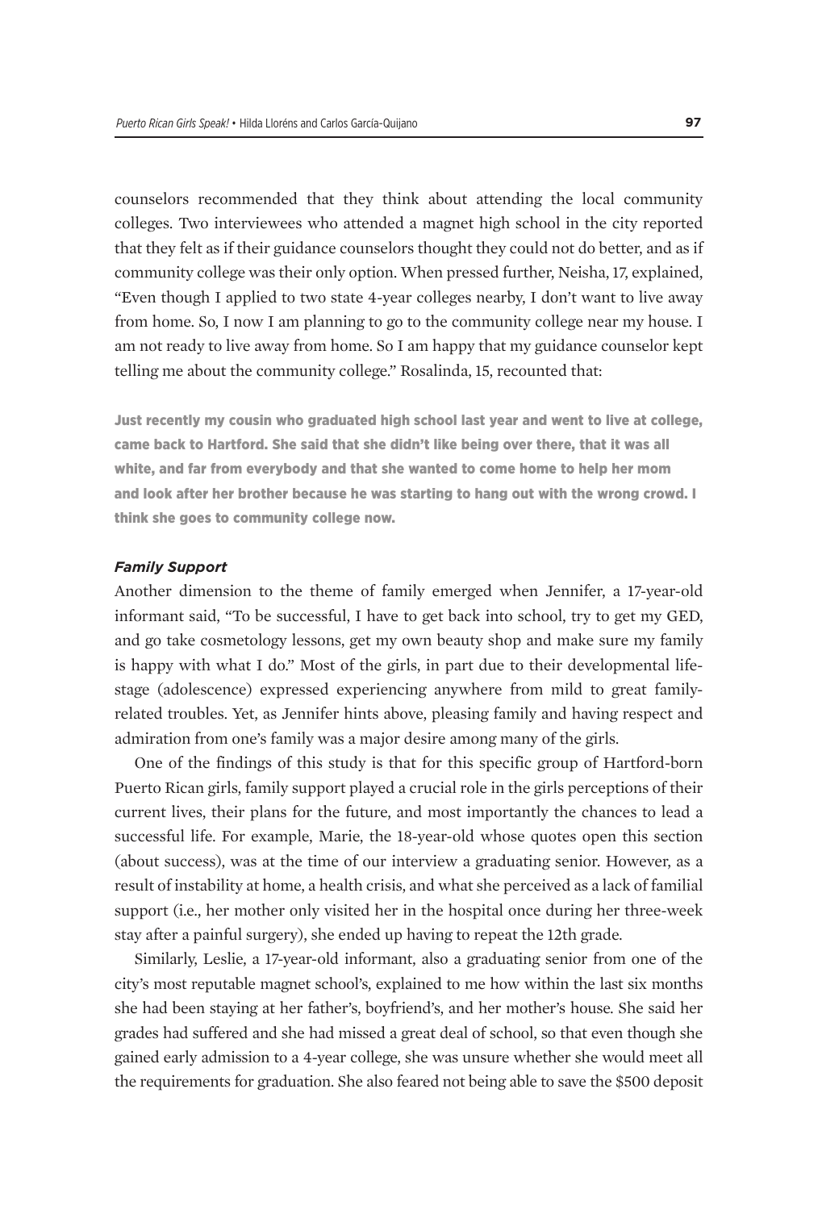counselors recommended that they think about attending the local community colleges. Two interviewees who attended a magnet high school in the city reported that they felt as if their guidance counselors thought they could not do better, and as if community college was their only option. When pressed further, Neisha, 17, explained, "Even though I applied to two state 4-year colleges nearby, I don't want to live away from home. So, I now I am planning to go to the community college near my house. I am not ready to live away from home. So I am happy that my guidance counselor kept telling me about the community college." Rosalinda, 15, recounted that:

> **Just recently my cousin who graduated high school last year and went to live at college, came back to Hartford. She said that she didn't like being over there, that it was all white, and far from everybody and that she wanted to come home to help her mom and look after her brother because he was starting to hang out with the wrong crowd. I think she goes to community college now.**

### *Family Support*

Another dimension to the theme of family emerged when Jennifer, a 17-year-old informant said, "To be successful, I have to get back into school, try to get my GED, and go take cosmetology lessons, get my own beauty shop and make sure my family is happy with what I do." Most of the girls, in part due to their developmental life-stage (adolescence) expressed experiencing anywhere from mild to great family-related troubles. Yet, as Jennifer hints above, pleasing family and having respect and admiration from one's family was a major desire among many of the girls.

One of the findings of this study is that for this specific group of Hartford-born Puerto Rican girls, family support played a crucial role in the girls perceptions of their current lives, their plans for the future, and most importantly the chances to lead a successful life. For example, Marie, the 18-year-old whose quotes open this section (about success), was at the time of our interview a graduating senior. However, as a result of instability at home, a health crisis, and what she perceived as a lack of familial support (i.e., her mother only visited her in the hospital once during her three-week stay after a painful surgery), she ended up having to repeat the 12th grade.

Similarly, Leslie, a 17-year-old informant, also a graduating senior from one of the city's most reputable magnet school's, explained to me how within the last six months she had been staying at her father's, boyfriend's, and her mother's house. She said her grades had suffered and she had missed a great deal of school, so that even though she gained early admission to a 4-year college, she was unsure whether she would meet all the requirements for graduation. She also feared not being able to save the $500 deposit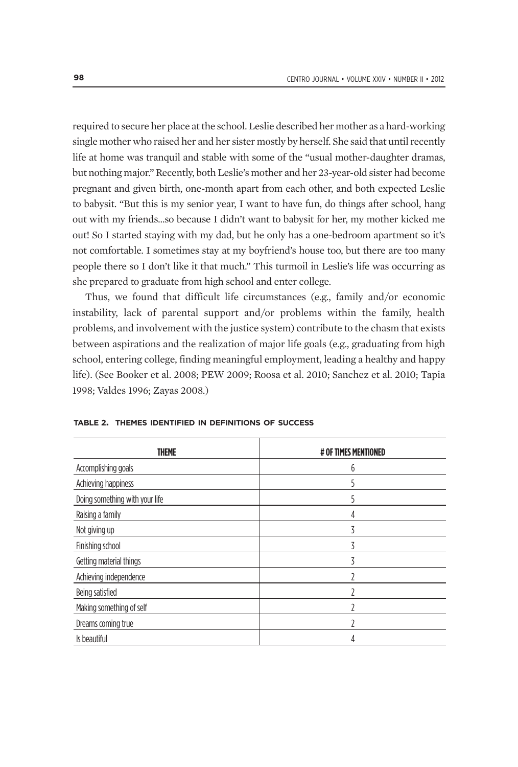required to secure her place at the school. Leslie described her mother as a hard-working single mother who raised her and her sister mostly by herself. She said that until recently life at home was tranquil and stable with some of the "usual mother-daughter dramas, but nothing major." Recently, both Leslie's mother and her 23-year-old sister had become pregnant and given birth, one-month apart from each other, and both expected Leslie to babysit. "But this is my senior year, I want to have fun, do things after school, hang out with my friends...so because I didn't want to babysit for her, my mother kicked me out! So I started staying with my dad, but he only has a one-bedroom apartment so it's not comfortable. I sometimes stay at my boyfriend's house too, but there are too many people there so I don't like it that much." This turmoil in Leslie's life was occurring as she prepared to graduate from high school and enter college.

Thus, we found that difficult life circumstances (e.g., family and/or economic instability, lack of parental support and/or problems within the family, health problems, and involvement with the justice system) contribute to the chasm that exists between aspirations and the realization of major life goals (e.g., graduating from high school, entering college, finding meaningful employment, leading a healthy and happy life). (See Booker et al. 2008; PEW 2009; Roosa et al. 2010; Sanchez et al. 2010; Tapia 1998; Valdes 1996; Zayas 2008.)

**TABLE 2. THEMES IDENTIFIED IN DEFINITIONS OF SUCCESS**

| THEME | # OF TIMES MENTIONED |
|---|---|
| Accomplishing goals | 6 |
| Achieving happiness | 5 |
| Doing something with your life | 5 |
| Raising a family | 4 |
| Not giving up | 3 |
| Finishing school | 3 |
| Getting material things | 3 |
| Achieving independence | 2 |
| Being satisfied | 2 |
| Making something of self | 2 |
| Dreams coming true | 2 |
| Is beautiful | 4 |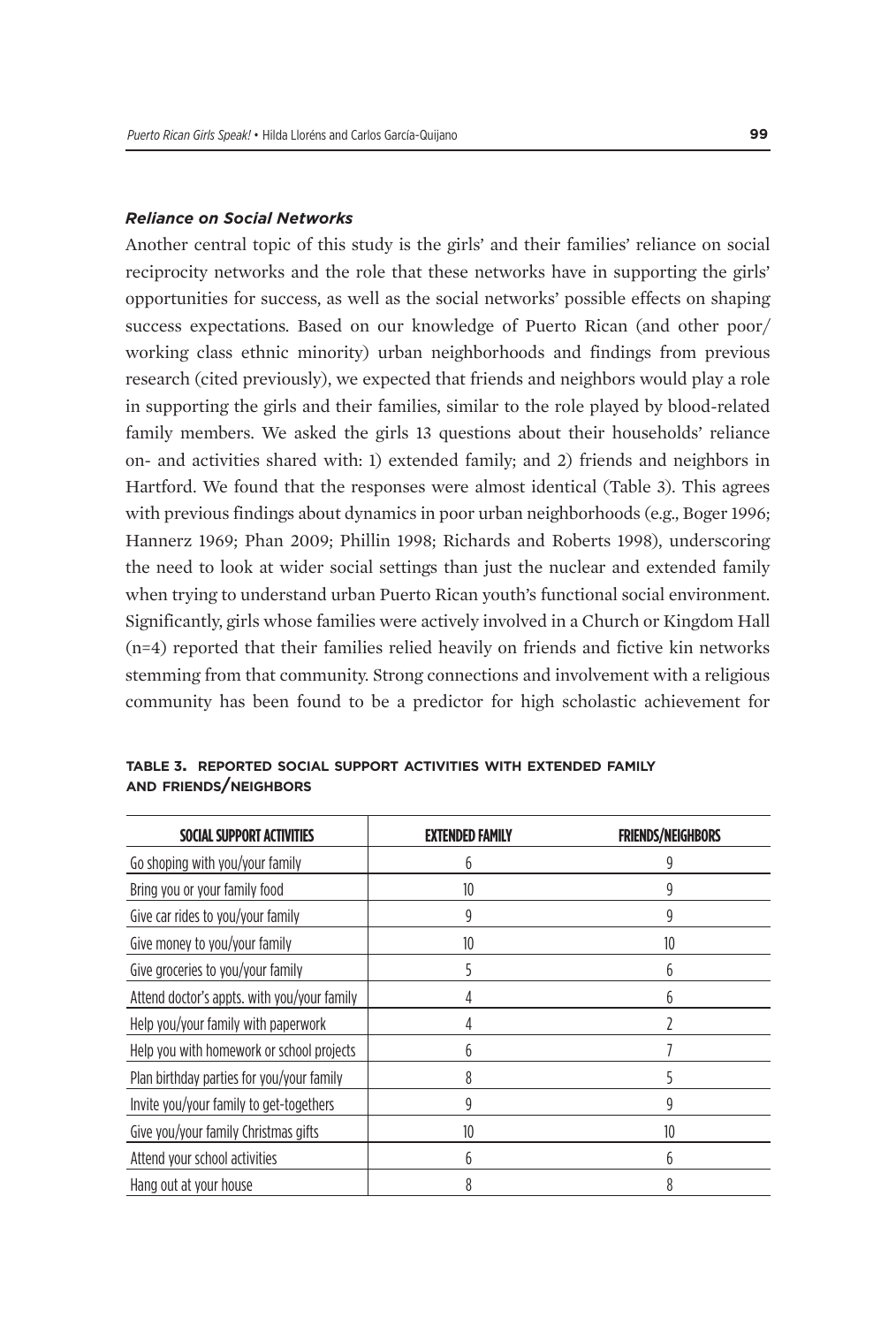### *Reliance on Social Networks*

Another central topic of this study is the girls' and their families' reliance on social reciprocity networks and the role that these networks have in supporting the girls' opportunities for success, as well as the social networks' possible effects on shaping success expectations. Based on our knowledge of Puerto Rican (and other poor/working class ethnic minority) urban neighborhoods and findings from previous research (cited previously), we expected that friends and neighbors would play a role in supporting the girls and their families, similar to the role played by blood-related family members. We asked the girls 13 questions about their households' reliance on- and activities shared with: 1) extended family; and 2) friends and neighbors in Hartford. We found that the responses were almost identical (Table 3). This agrees with previous findings about dynamics in poor urban neighborhoods (e.g., Boger 1996; Hannerz 1969; Phan 2009; Phillin 1998; Richards and Roberts 1998), underscoring the need to look at wider social settings than just the nuclear and extended family when trying to understand urban Puerto Rican youth's functional social environment. Significantly, girls whose families were actively involved in a Church or Kingdom Hall (n=4) reported that their families relied heavily on friends and fictive kin networks stemming from that community. Strong connections and involvement with a religious community has been found to be a predictor for high scholastic achievement for

**TABLE 3. REPORTED SOCIAL SUPPORT ACTIVITIES WITH EXTENDED FAMILY AND FRIENDS/NEIGHBORS**

| SOCIAL SUPPORT ACTIVITIES | EXTENDED FAMILY | FRIENDS/NEIGHBORS |
|---|---|---|
| Go shoping with you/your family | 6 | 9 |
| Bring you or your family food | 10 | 9 |
| Give car rides to you/your family | 9 | 9 |
| Give money to you/your family | 10 | 10 |
| Give groceries to you/your family | 5 | 6 |
| Attend doctor's appts. with you/your family | 4 | 6 |
| Help you/your family with paperwork | 4 | 2 |
| Help you with homework or school projects | 6 | 7 |
| Plan birthday parties for you/your family | 8 | 5 |
| Invite you/your family to get-togethers | 9 | 9 |
| Give you/your family Christmas gifts | 10 | 10 |
| Attend your school activities | 6 | 6 |
| Hang out at your house | 8 | 8 |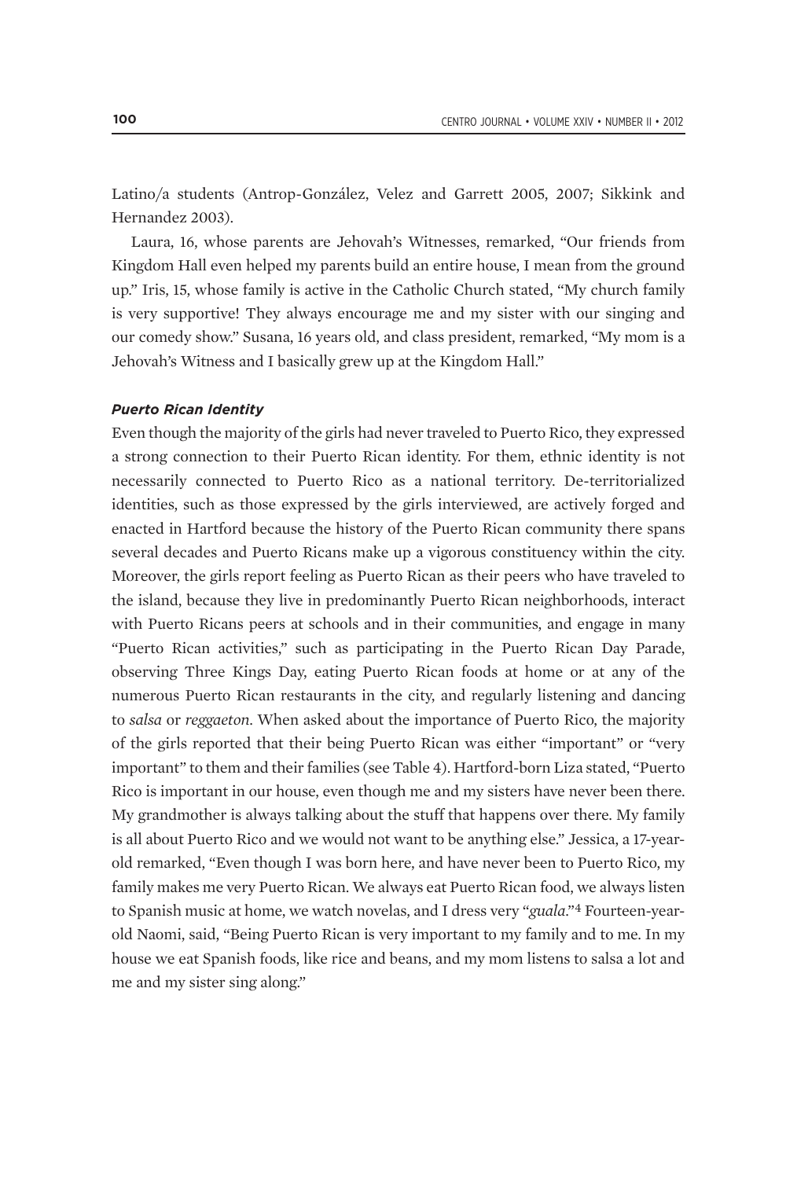Latino/a students (Antrop-González, Velez and Garrett 2005, 2007; Sikkink and Hernandez 2003).

Laura, 16, whose parents are Jehovah's Witnesses, remarked, "Our friends from Kingdom Hall even helped my parents build an entire house, I mean from the ground up." Iris, 15, whose family is active in the Catholic Church stated, "My church family is very supportive! They always encourage me and my sister with our singing and our comedy show." Susana, 16 years old, and class president, remarked, "My mom is a Jehovah's Witness and I basically grew up at the Kingdom Hall."

### *Puerto Rican Identity*

Even though the majority of the girls had never traveled to Puerto Rico, they expressed a strong connection to their Puerto Rican identity. For them, ethnic identity is not necessarily connected to Puerto Rico as a national territory. De-territorialized identities, such as those expressed by the girls interviewed, are actively forged and enacted in Hartford because the history of the Puerto Rican community there spans several decades and Puerto Ricans make up a vigorous constituency within the city. Moreover, the girls report feeling as Puerto Rican as their peers who have traveled to the island, because they live in predominantly Puerto Rican neighborhoods, interact with Puerto Ricans peers at schools and in their communities, and engage in many "Puerto Rican activities," such as participating in the Puerto Rican Day Parade, observing Three Kings Day, eating Puerto Rican foods at home or at any of the numerous Puerto Rican restaurants in the city, and regularly listening and dancing to *salsa* or *reggaeton*. When asked about the importance of Puerto Rico, the majority of the girls reported that their being Puerto Rican was either "important" or "very important" to them and their families (see Table 4). Hartford-born Liza stated, "Puerto Rico is important in our house, even though me and my sisters have never been there. My grandmother is always talking about the stuff that happens over there. My family is all about Puerto Rico and we would not want to be anything else." Jessica, a 17-year-old remarked, "Even though I was born here, and have never been to Puerto Rico, my family makes me very Puerto Rican. We always eat Puerto Rican food, we always listen to Spanish music at home, we watch novelas, and I dress very "*guala*."[4] Fourteen-year-old Naomi, said, "Being Puerto Rican is very important to my family and to me. In my house we eat Spanish foods, like rice and beans, and my mom listens to salsa a lot and me and my sister sing along."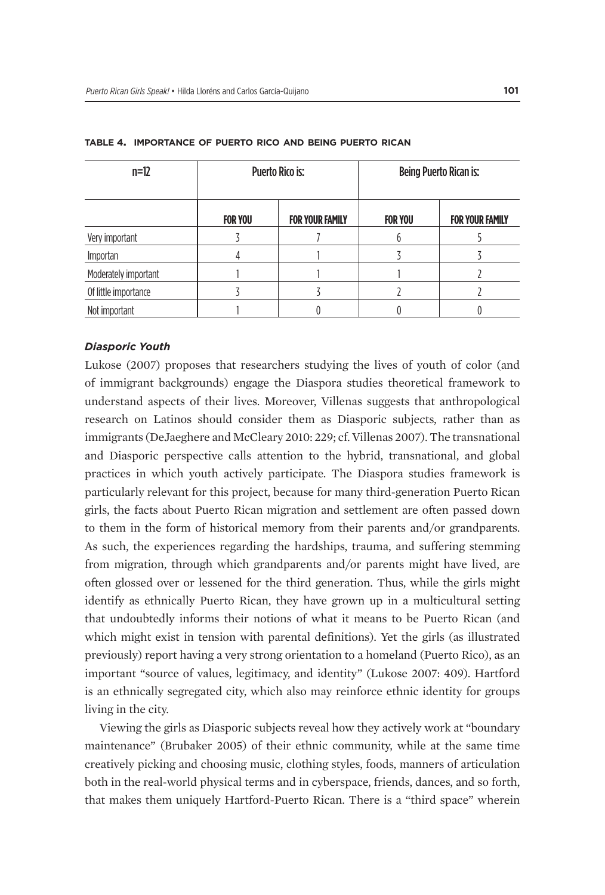**TABLE 4. IMPORTANCE OF PUERTO RICO AND BEING PUERTO RICAN**

| n=12 | Puerto Rico is: | | Being Puerto Rican is: | |
|---|---|---|---|---|
| | **FOR YOU** | **FOR YOUR FAMILY** | **FOR YOU** | **FOR YOUR FAMILY** |
| Very important | 3 | 7 | 6 | 5 |
| Importan | 4 | 1 | 3 | 3 |
| Moderately important | 1 | 1 | 1 | 2 |
| Of little importance | 3 | 3 | 2 | 2 |
| Not important | 1 | 0 | 0 | 0 |

### *Diasporic Youth*

Lukose (2007) proposes that researchers studying the lives of youth of color (and of immigrant backgrounds) engage the Diaspora studies theoretical framework to understand aspects of their lives. Moreover, Villenas suggests that anthropological research on Latinos should consider them as Diasporic subjects, rather than as immigrants (DeJaeghere and McCleary 2010: 229; cf. Villenas 2007). The transnational and Diasporic perspective calls attention to the hybrid, transnational, and global practices in which youth actively participate. The Diaspora studies framework is particularly relevant for this project, because for many third-generation Puerto Rican girls, the facts about Puerto Rican migration and settlement are often passed down to them in the form of historical memory from their parents and/or grandparents. As such, the experiences regarding the hardships, trauma, and suffering stemming from migration, through which grandparents and/or parents might have lived, are often glossed over or lessened for the third generation. Thus, while the girls might identify as ethnically Puerto Rican, they have grown up in a multicultural setting that undoubtedly informs their notions of what it means to be Puerto Rican (and which might exist in tension with parental definitions). Yet the girls (as illustrated previously) report having a very strong orientation to a homeland (Puerto Rico), as an important "source of values, legitimacy, and identity" (Lukose 2007: 409). Hartford is an ethnically segregated city, which also may reinforce ethnic identity for groups living in the city.

Viewing the girls as Diasporic subjects reveal how they actively work at "boundary maintenance" (Brubaker 2005) of their ethnic community, while at the same time creatively picking and choosing music, clothing styles, foods, manners of articulation both in the real-world physical terms and in cyberspace, friends, dances, and so forth, that makes them uniquely Hartford-Puerto Rican. There is a "third space" wherein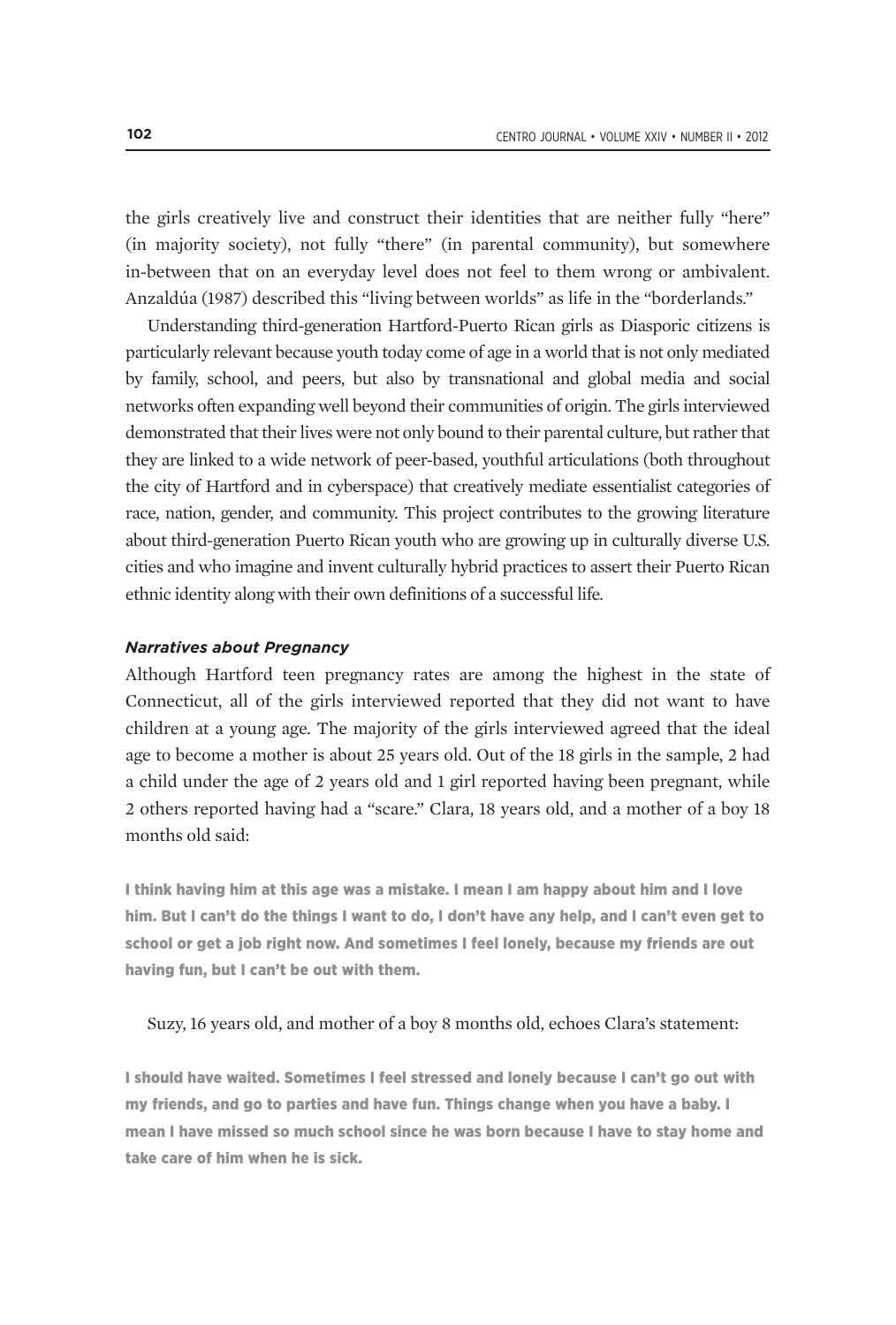the girls creatively live and construct their identities that are neither fully "here" (in majority society), not fully "there" (in parental community), but somewhere in-between that on an everyday level does not feel to them wrong or ambivalent. Anzaldúa (1987) described this "living between worlds" as life in the "borderlands."

Understanding third-generation Hartford-Puerto Rican girls as Diasporic citizens is particularly relevant because youth today come of age in a world that is not only mediated by family, school, and peers, but also by transnational and global media and social networks often expanding well beyond their communities of origin. The girls interviewed demonstrated that their lives were not only bound to their parental culture, but rather that they are linked to a wide network of peer-based, youthful articulations (both throughout the city of Hartford and in cyberspace) that creatively mediate essentialist categories of race, nation, gender, and community. This project contributes to the growing literature about third-generation Puerto Rican youth who are growing up in culturally diverse U.S. cities and who imagine and invent culturally hybrid practices to assert their Puerto Rican ethnic identity along with their own definitions of a successful life.

### *Narratives about Pregnancy*

Although Hartford teen pregnancy rates are among the highest in the state of Connecticut, all of the girls interviewed reported that they did not want to have children at a young age. The majority of the girls interviewed agreed that the ideal age to become a mother is about 25 years old. Out of the 18 girls in the sample, 2 had a child under the age of 2 years old and 1 girl reported having been pregnant, while 2 others reported having had a "scare." Clara, 18 years old, and a mother of a boy 18 months old said:

> I think having him at this age was a mistake. I mean I am happy about him and I love him. But I can't do the things I want to do, I don't have any help, and I can't even get to school or get a job right now. And sometimes I feel lonely, because my friends are out having fun, but I can't be out with them.

Suzy, 16 years old, and mother of a boy 8 months old, echoes Clara's statement:

> I should have waited. Sometimes I feel stressed and lonely because I can't go out with my friends, and go to parties and have fun. Things change when you have a baby. I mean I have missed so much school since he was born because I have to stay home and take care of him when he is sick.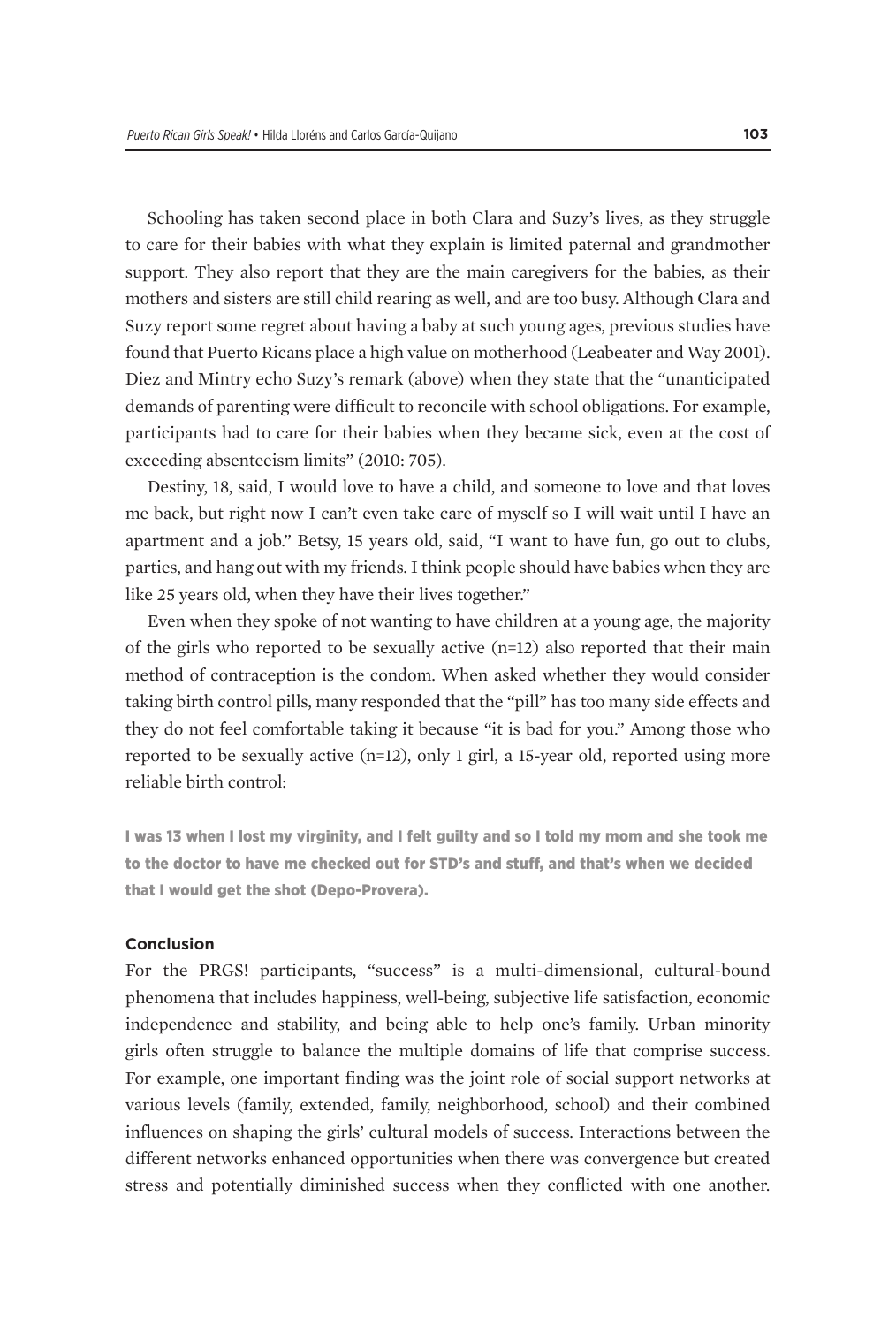Schooling has taken second place in both Clara and Suzy's lives, as they struggle to care for their babies with what they explain is limited paternal and grandmother support. They also report that they are the main caregivers for the babies, as their mothers and sisters are still child rearing as well, and are too busy. Although Clara and Suzy report some regret about having a baby at such young ages, previous studies have found that Puerto Ricans place a high value on motherhood (Leabeater and Way 2001). Diez and Mintry echo Suzy's remark (above) when they state that the "unanticipated demands of parenting were difficult to reconcile with school obligations. For example, participants had to care for their babies when they became sick, even at the cost of exceeding absenteeism limits" (2010: 705).

Destiny, 18, said, I would love to have a child, and someone to love and that loves me back, but right now I can't even take care of myself so I will wait until I have an apartment and a job." Betsy, 15 years old, said, "I want to have fun, go out to clubs, parties, and hang out with my friends. I think people should have babies when they are like 25 years old, when they have their lives together."

Even when they spoke of not wanting to have children at a young age, the majority of the girls who reported to be sexually active (n=12) also reported that their main method of contraception is the condom. When asked whether they would consider taking birth control pills, many responded that the "pill" has too many side effects and they do not feel comfortable taking it because "it is bad for you." Among those who reported to be sexually active (n=12), only 1 girl, a 15-year old, reported using more reliable birth control:

> **I was 13 when I lost my virginity, and I felt guilty and so I told my mom and she took me to the doctor to have me checked out for STD's and stuff, and that's when we decided that I would get the shot (Depo-Provera).**

### Conclusion

For the PRGS! participants, "success" is a multi-dimensional, cultural-bound phenomena that includes happiness, well-being, subjective life satisfaction, economic independence and stability, and being able to help one's family. Urban minority girls often struggle to balance the multiple domains of life that comprise success. For example, one important finding was the joint role of social support networks at various levels (family, extended, family, neighborhood, school) and their combined influences on shaping the girls' cultural models of success. Interactions between the different networks enhanced opportunities when there was convergence but created stress and potentially diminished success when they conflicted with one another.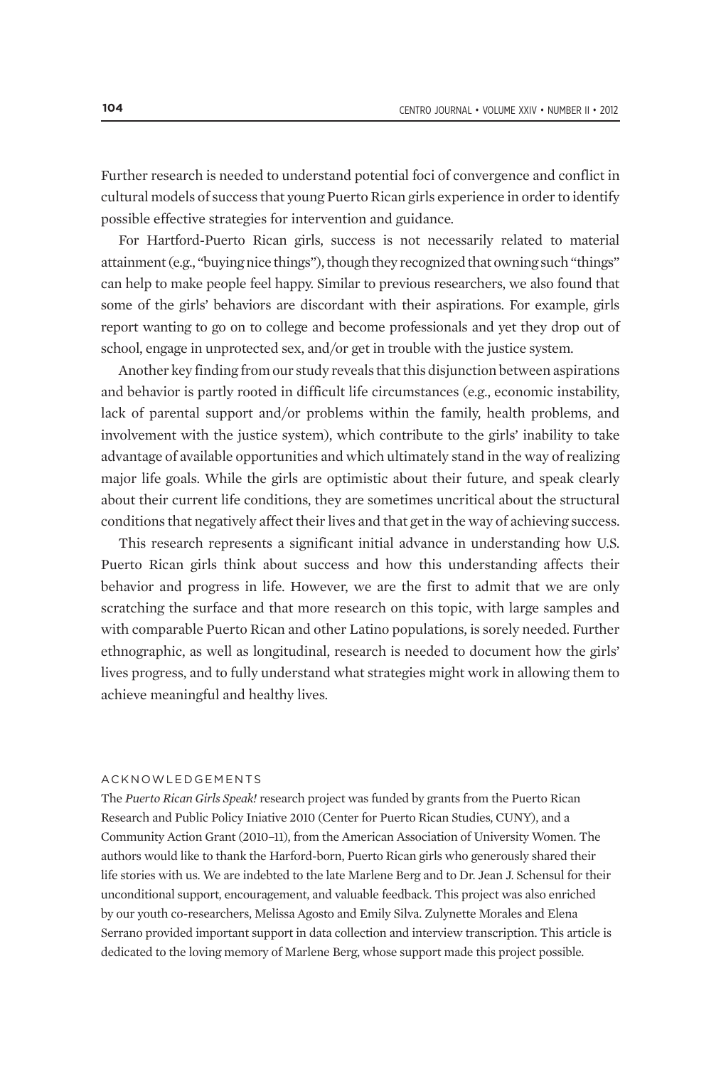Further research is needed to understand potential foci of convergence and conflict in cultural models of success that young Puerto Rican girls experience in order to identify possible effective strategies for intervention and guidance.

For Hartford-Puerto Rican girls, success is not necessarily related to material attainment (e.g., "buying nice things"), though they recognized that owning such "things" can help to make people feel happy. Similar to previous researchers, we also found that some of the girls' behaviors are discordant with their aspirations. For example, girls report wanting to go on to college and become professionals and yet they drop out of school, engage in unprotected sex, and/or get in trouble with the justice system.

Another key finding from our study reveals that this disjunction between aspirations and behavior is partly rooted in difficult life circumstances (e.g., economic instability, lack of parental support and/or problems within the family, health problems, and involvement with the justice system), which contribute to the girls' inability to take advantage of available opportunities and which ultimately stand in the way of realizing major life goals. While the girls are optimistic about their future, and speak clearly about their current life conditions, they are sometimes uncritical about the structural conditions that negatively affect their lives and that get in the way of achieving success.

This research represents a significant initial advance in understanding how U.S. Puerto Rican girls think about success and how this understanding affects their behavior and progress in life. However, we are the first to admit that we are only scratching the surface and that more research on this topic, with large samples and with comparable Puerto Rican and other Latino populations, is sorely needed. Further ethnographic, as well as longitudinal, research is needed to document how the girls' lives progress, and to fully understand what strategies might work in allowing them to achieve meaningful and healthy lives.

## ACKNOWLEDGEMENTS

The *Puerto Rican Girls Speak!* research project was funded by grants from the Puerto Rican Research and Public Policy Iniative 2010 (Center for Puerto Rican Studies, CUNY), and a Community Action Grant (2010–11), from the American Association of University Women. The authors would like to thank the Harford-born, Puerto Rican girls who generously shared their life stories with us. We are indebted to the late Marlene Berg and to Dr. Jean J. Schensul for their unconditional support, encouragement, and valuable feedback. This project was also enriched by our youth co-researchers, Melissa Agosto and Emily Silva. Zulynette Morales and Elena Serrano provided important support in data collection and interview transcription. This article is dedicated to the loving memory of Marlene Berg, whose support made this project possible.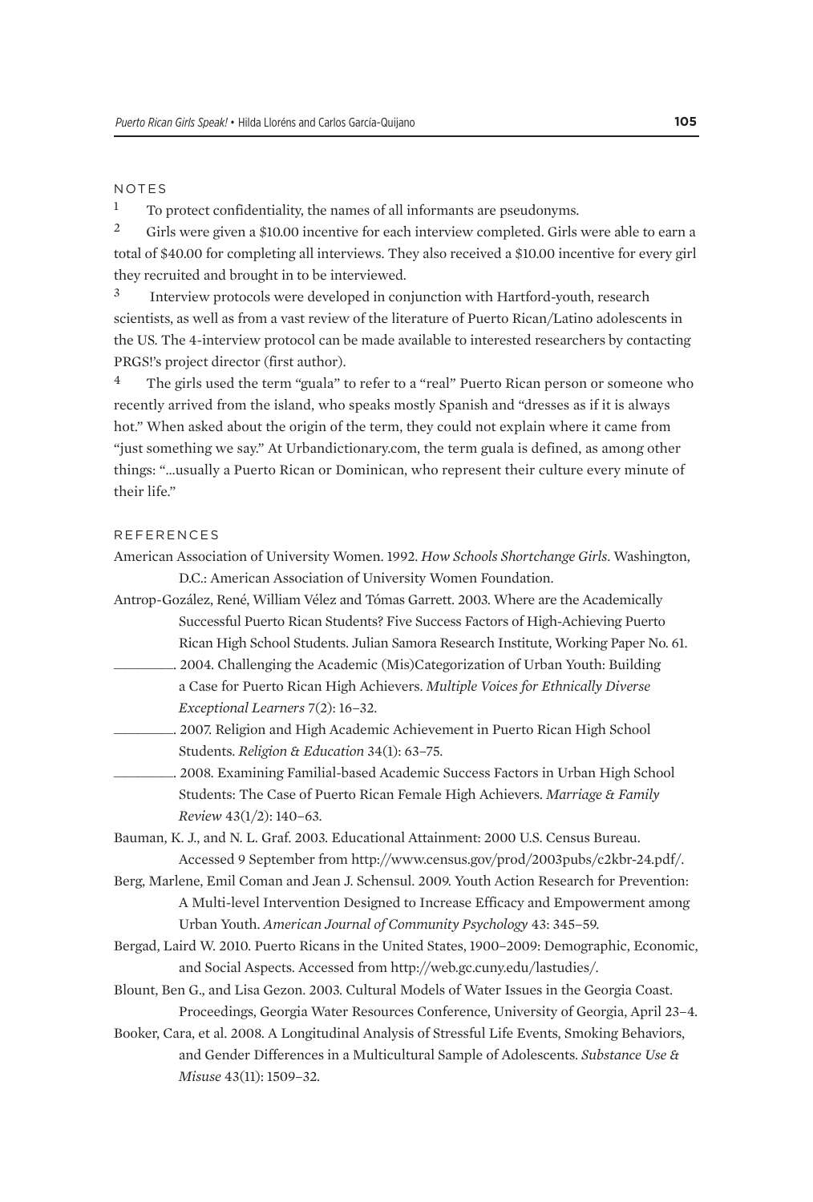## NOTES

[1] To protect confidentiality, the names of all informants are pseudonyms.

[2] Girls were given a $10.00 incentive for each interview completed. Girls were able to earn a total of $40.00 for completing all interviews. They also received a $10.00 incentive for every girl they recruited and brought in to be interviewed.

[3] Interview protocols were developed in conjunction with Hartford-youth, research scientists, as well as from a vast review of the literature of Puerto Rican/Latino adolescents in the US. The 4-interview protocol can be made available to interested researchers by contacting PRGS!'s project director (first author).

[4] The girls used the term "guala" to refer to a "real" Puerto Rican person or someone who recently arrived from the island, who speaks mostly Spanish and "dresses as if it is always hot." When asked about the origin of the term, they could not explain where it came from "just something we say." At Urbandictionary.com, the term guala is defined, as among other things: "...usually a Puerto Rican or Dominican, who represent their culture every minute of their life."

## REFERENCES

American Association of University Women. 1992. *How Schools Shortchange Girls*. Washington, D.C.: American Association of University Women Foundation.

Antrop-Gozález, René, William Vélez and Tómas Garrett. 2003. Where are the Academically Successful Puerto Rican Students? Five Success Factors of High-Achieving Puerto Rican High School Students. Julian Samora Research Institute, Working Paper No. 61.

________. 2004. Challenging the Academic (Mis)Categorization of Urban Youth: Building a Case for Puerto Rican High Achievers. *Multiple Voices for Ethnically Diverse Exceptional Learners* 7(2): 16–32.

________. 2007. Religion and High Academic Achievement in Puerto Rican High School Students. *Religion & Education* 34(1): 63–75.

________. 2008. Examining Familial-based Academic Success Factors in Urban High School Students: The Case of Puerto Rican Female High Achievers. *Marriage & Family Review* 43(1/2): 140–63.

Bauman, K. J., and N. L. Graf. 2003. Educational Attainment: 2000 U.S. Census Bureau. Accessed 9 September from http://www.census.gov/prod/2003pubs/c2kbr-24.pdf/.

Berg, Marlene, Emil Coman and Jean J. Schensul. 2009. Youth Action Research for Prevention: A Multi-level Intervention Designed to Increase Efficacy and Empowerment among Urban Youth. *American Journal of Community Psychology* 43: 345–59.

Bergad, Laird W. 2010. Puerto Ricans in the United States, 1900–2009: Demographic, Economic, and Social Aspects. Accessed from http://web.gc.cuny.edu/lastudies/.

Blount, Ben G., and Lisa Gezon. 2003. Cultural Models of Water Issues in the Georgia Coast. Proceedings, Georgia Water Resources Conference, University of Georgia, April 23–4.

Booker, Cara, et al. 2008. A Longitudinal Analysis of Stressful Life Events, Smoking Behaviors, and Gender Differences in a Multicultural Sample of Adolescents. *Substance Use & Misuse* 43(11): 1509–32.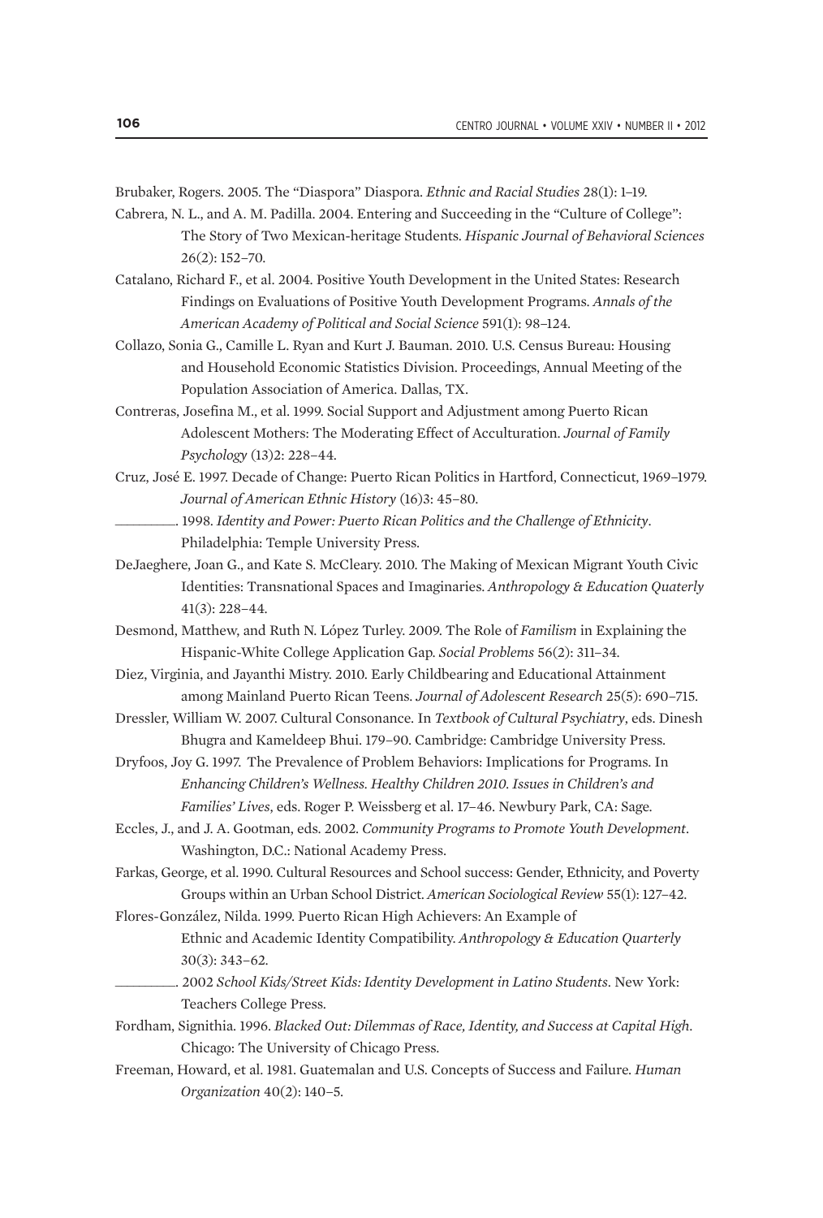Brubaker, Rogers. 2005. The "Diaspora" Diaspora. *Ethnic and Racial Studies* 28(1): 1–19.

Cabrera, N. L., and A. M. Padilla. 2004. Entering and Succeeding in the "Culture of College": The Story of Two Mexican-heritage Students. *Hispanic Journal of Behavioral Sciences* 26(2): 152–70.

Catalano, Richard F., et al. 2004. Positive Youth Development in the United States: Research Findings on Evaluations of Positive Youth Development Programs. *Annals of the American Academy of Political and Social Science* 591(1): 98–124.

Collazo, Sonia G., Camille L. Ryan and Kurt J. Bauman. 2010. U.S. Census Bureau: Housing and Household Economic Statistics Division. Proceedings, Annual Meeting of the Population Association of America. Dallas, TX.

Contreras, Josefina M., et al. 1999. Social Support and Adjustment among Puerto Rican Adolescent Mothers: The Moderating Effect of Acculturation. *Journal of Family Psychology* (13)2: 228–44.

Cruz, José E. 1997. Decade of Change: Puerto Rican Politics in Hartford, Connecticut, 1969–1979. *Journal of American Ethnic History* (16)3: 45–80.

_________. 1998. *Identity and Power: Puerto Rican Politics and the Challenge of Ethnicity*. Philadelphia: Temple University Press.

DeJaeghere, Joan G., and Kate S. McCleary. 2010. The Making of Mexican Migrant Youth Civic Identities: Transnational Spaces and Imaginaries. *Anthropology & Education Quaterly* 41(3): 228–44.

Desmond, Matthew, and Ruth N. López Turley. 2009. The Role of *Familism* in Explaining the Hispanic-White College Application Gap. *Social Problems* 56(2): 311–34.

Diez, Virginia, and Jayanthi Mistry. 2010. Early Childbearing and Educational Attainment among Mainland Puerto Rican Teens. *Journal of Adolescent Research* 25(5): 690–715.

Dressler, William W. 2007. Cultural Consonance. In *Textbook of Cultural Psychiatry*, eds. Dinesh Bhugra and Kameldeep Bhui. 179–90. Cambridge: Cambridge University Press.

Dryfoos, Joy G. 1997. The Prevalence of Problem Behaviors: Implications for Programs. In *Enhancing Children's Wellness. Healthy Children 2010. Issues in Children's and Families' Lives*, eds. Roger P. Weissberg et al. 17–46. Newbury Park, CA: Sage.

Eccles, J., and J. A. Gootman, eds. 2002. *Community Programs to Promote Youth Development*. Washington, D.C.: National Academy Press.

Farkas, George, et al. 1990. Cultural Resources and School success: Gender, Ethnicity, and Poverty Groups within an Urban School District. *American Sociological Review* 55(1): 127–42.

Flores-González, Nilda. 1999. Puerto Rican High Achievers: An Example of Ethnic and Academic Identity Compatibility. *Anthropology & Education Quarterly* 30(3): 343–62.

_________. 2002 *School Kids/Street Kids: Identity Development in Latino Students*. New York: Teachers College Press.

Fordham, Signithia. 1996. *Blacked Out: Dilemmas of Race, Identity, and Success at Capital High*. Chicago: The University of Chicago Press.

Freeman, Howard, et al. 1981. Guatemalan and U.S. Concepts of Success and Failure. *Human Organization* 40(2): 140–5.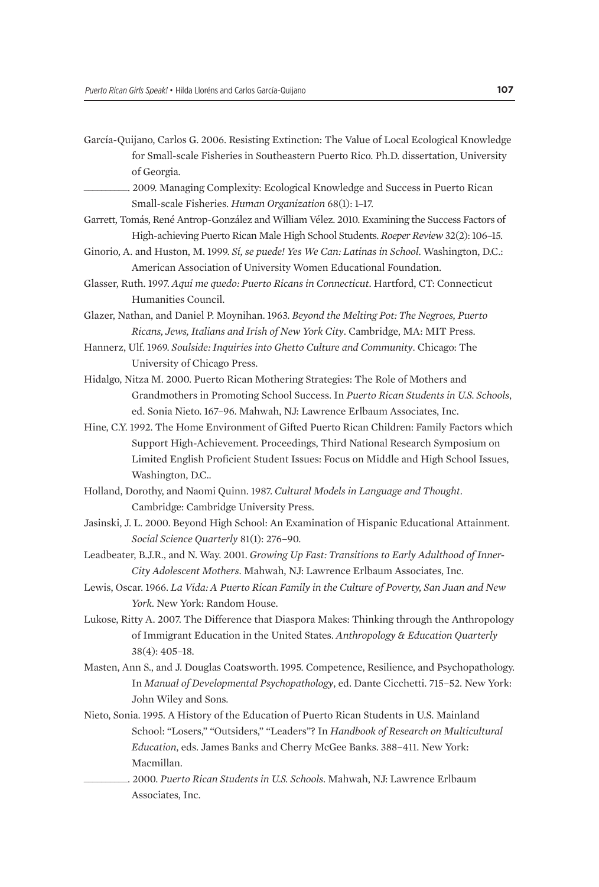García-Quijano, Carlos G. 2006. Resisting Extinction: The Value of Local Ecological Knowledge for Small-scale Fisheries in Southeastern Puerto Rico. Ph.D. dissertation, University of Georgia.

_________. 2009. Managing Complexity: Ecological Knowledge and Success in Puerto Rican Small-scale Fisheries. *Human Organization* 68(1): 1–17.

Garrett, Tomás, René Antrop-González and William Vélez. 2010. Examining the Success Factors of High-achieving Puerto Rican Male High School Students. *Roeper Review* 32(2): 106–15.

Ginorio, A. and Huston, M. 1999. *Sí, se puede! Yes We Can: Latinas in School*. Washington, D.C.: American Association of University Women Educational Foundation.

Glasser, Ruth. 1997. *Aqui me quedo: Puerto Ricans in Connecticut*. Hartford, CT: Connecticut Humanities Council.

Glazer, Nathan, and Daniel P. Moynihan. 1963. *Beyond the Melting Pot: The Negroes, Puerto Ricans, Jews, Italians and Irish of New York City*. Cambridge, MA: MIT Press.

Hannerz, Ulf. 1969. *Soulside: Inquiries into Ghetto Culture and Community*. Chicago: The University of Chicago Press.

Hidalgo, Nitza M. 2000. Puerto Rican Mothering Strategies: The Role of Mothers and Grandmothers in Promoting School Success. In *Puerto Rican Students in U.S. Schools*, ed. Sonia Nieto. 167–96. Mahwah, NJ: Lawrence Erlbaum Associates, Inc.

Hine, C.Y. 1992. The Home Environment of Gifted Puerto Rican Children: Family Factors which Support High-Achievement. Proceedings, Third National Research Symposium on Limited English Proficient Student Issues: Focus on Middle and High School Issues, Washington, D.C..

Holland, Dorothy, and Naomi Quinn. 1987. *Cultural Models in Language and Thought*. Cambridge: Cambridge University Press.

Jasinski, J. L. 2000. Beyond High School: An Examination of Hispanic Educational Attainment. *Social Science Quarterly* 81(1): 276–90.

Leadbeater, B.J.R., and N. Way. 2001. *Growing Up Fast: Transitions to Early Adulthood of Inner-City Adolescent Mothers*. Mahwah, NJ: Lawrence Erlbaum Associates, Inc.

Lewis, Oscar. 1966. *La Vida: A Puerto Rican Family in the Culture of Poverty, San Juan and New York*. New York: Random House.

Lukose, Ritty A. 2007. The Difference that Diaspora Makes: Thinking through the Anthropology of Immigrant Education in the United States. *Anthropology & Education Quarterly* 38(4): 405–18.

Masten, Ann S., and J. Douglas Coatsworth. 1995. Competence, Resilience, and Psychopathology. In *Manual of Developmental Psychopathology*, ed. Dante Cicchetti. 715–52. New York: John Wiley and Sons.

Nieto, Sonia. 1995. A History of the Education of Puerto Rican Students in U.S. Mainland School: "Losers," "Outsiders," "Leaders"? In *Handbook of Research on Multicultural Education*, eds. James Banks and Cherry McGee Banks. 388–411. New York: Macmillan.

_________. 2000. *Puerto Rican Students in U.S. Schools*. Mahwah, NJ: Lawrence Erlbaum Associates, Inc.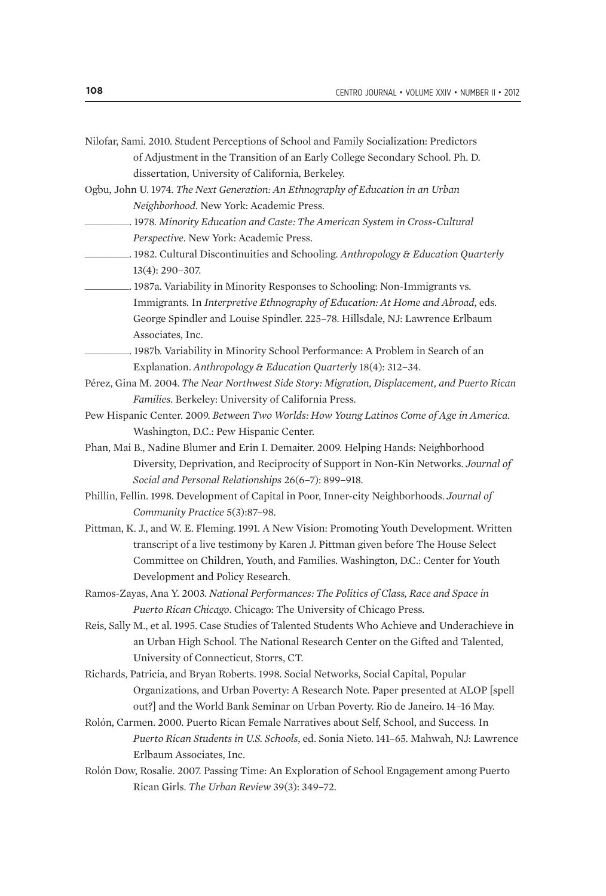Nilofar, Sami. 2010. Student Perceptions of School and Family Socialization: Predictors of Adjustment in the Transition of an Early College Secondary School. Ph. D. dissertation, University of California, Berkeley.

Ogbu, John U. 1974. *The Next Generation: An Ethnography of Education in an Urban Neighborhood*. New York: Academic Press.

_________. 1978. *Minority Education and Caste: The American System in Cross-Cultural Perspective*. New York: Academic Press.

_________. 1982. Cultural Discontinuities and Schooling. *Anthropology & Education Quarterly* 13(4): 290–307.

_________. 1987a. Variability in Minority Responses to Schooling: Non-Immigrants vs. Immigrants. In *Interpretive Ethnography of Education: At Home and Abroad*, eds. George Spindler and Louise Spindler. 225–78. Hillsdale, NJ: Lawrence Erlbaum Associates, Inc.

_________. 1987b. Variability in Minority School Performance: A Problem in Search of an Explanation. *Anthropology & Education Quarterly* 18(4): 312–34.

Pérez, Gina M. 2004. *The Near Northwest Side Story: Migration, Displacement, and Puerto Rican Families*. Berkeley: University of California Press.

Pew Hispanic Center. 2009. *Between Two Worlds: How Young Latinos Come of Age in America*. Washington, D.C.: Pew Hispanic Center.

Phan, Mai B., Nadine Blumer and Erin I. Demaiter. 2009. Helping Hands: Neighborhood Diversity, Deprivation, and Reciprocity of Support in Non-Kin Networks. *Journal of Social and Personal Relationships* 26(6–7): 899–918.

Phillin, Fellin. 1998. Development of Capital in Poor, Inner-city Neighborhoods. *Journal of Community Practice* 5(3):87–98.

Pittman, K. J., and W. E. Fleming. 1991. A New Vision: Promoting Youth Development. Written transcript of a live testimony by Karen J. Pittman given before The House Select Committee on Children, Youth, and Families. Washington, D.C.: Center for Youth Development and Policy Research.

Ramos-Zayas, Ana Y. 2003. *National Performances: The Politics of Class, Race and Space in Puerto Rican Chicago*. Chicago: The University of Chicago Press.

Reis, Sally M., et al. 1995. Case Studies of Talented Students Who Achieve and Underachieve in an Urban High School. The National Research Center on the Gifted and Talented, University of Connecticut, Storrs, CT.

Richards, Patricia, and Bryan Roberts. 1998. Social Networks, Social Capital, Popular Organizations, and Urban Poverty: A Research Note. Paper presented at ALOP [spell out?] and the World Bank Seminar on Urban Poverty. Rio de Janeiro. 14–16 May.

Rolón, Carmen. 2000. Puerto Rican Female Narratives about Self, School, and Success. In *Puerto Rican Students in U.S. Schools*, ed. Sonia Nieto. 141–65. Mahwah, NJ: Lawrence Erlbaum Associates, Inc.

Rolón Dow, Rosalie. 2007. Passing Time: An Exploration of School Engagement among Puerto Rican Girls. *The Urban Review* 39(3): 349–72.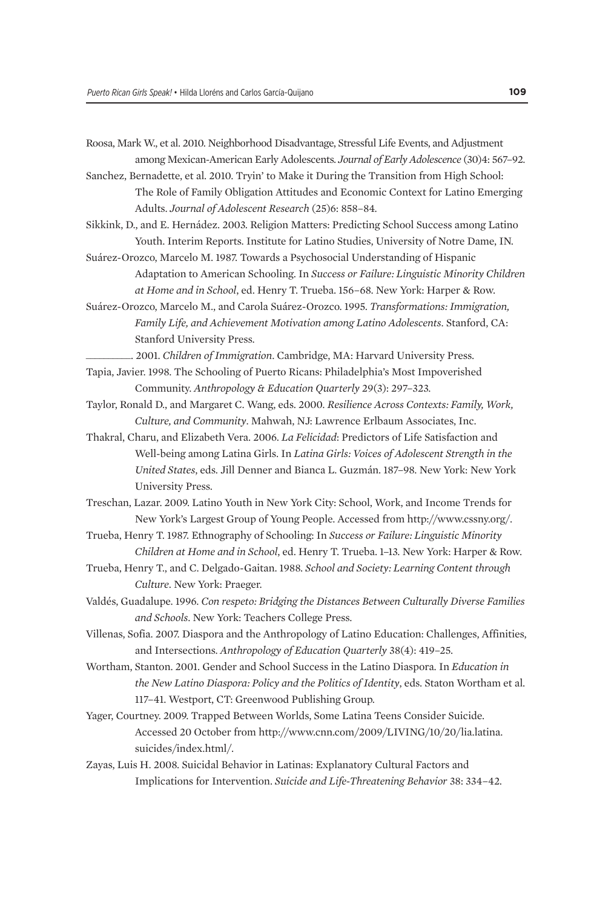Roosa, Mark W., et al. 2010. Neighborhood Disadvantage, Stressful Life Events, and Adjustment among Mexican-American Early Adolescents. *Journal of Early Adolescence* (30)4: 567–92.

Sanchez, Bernadette, et al. 2010. Tryin' to Make it During the Transition from High School: The Role of Family Obligation Attitudes and Economic Context for Latino Emerging Adults. *Journal of Adolescent Research* (25)6: 858–84.

Sikkink, D., and E. Hernádez. 2003. Religion Matters: Predicting School Success among Latino Youth. Interim Reports. Institute for Latino Studies, University of Notre Dame, IN.

Suárez-Orozco, Marcelo M. 1987. Towards a Psychosocial Understanding of Hispanic Adaptation to American Schooling. In *Success or Failure: Linguistic Minority Children at Home and in School*, ed. Henry T. Trueba. 156–68. New York: Harper & Row.

Suárez-Orozco, Marcelo M., and Carola Suárez-Orozco. 1995. *Transformations: Immigration, Family Life, and Achievement Motivation among Latino Adolescents*. Stanford, CA: Stanford University Press.

_________. 2001. *Children of Immigration*. Cambridge, MA: Harvard University Press.

Tapia, Javier. 1998. The Schooling of Puerto Ricans: Philadelphia's Most Impoverished Community. *Anthropology & Education Quarterly* 29(3): 297–323.

Taylor, Ronald D., and Margaret C. Wang, eds. 2000. *Resilience Across Contexts: Family, Work, Culture, and Community*. Mahwah, NJ: Lawrence Erlbaum Associates, Inc.

Thakral, Charu, and Elizabeth Vera. 2006. *La Felicidad*: Predictors of Life Satisfaction and Well-being among Latina Girls. In *Latina Girls: Voices of Adolescent Strength in the United States*, eds. Jill Denner and Bianca L. Guzmán. 187–98. New York: New York University Press.

Treschan, Lazar. 2009. Latino Youth in New York City: School, Work, and Income Trends for New York's Largest Group of Young People. Accessed from http://www.cssny.org/.

Trueba, Henry T. 1987. Ethnography of Schooling: In *Success or Failure: Linguistic Minority Children at Home and in School*, ed. Henry T. Trueba. 1–13. New York: Harper & Row.

Trueba, Henry T., and C. Delgado-Gaitan. 1988. *School and Society: Learning Content through Culture*. New York: Praeger.

Valdés, Guadalupe. 1996. *Con respeto: Bridging the Distances Between Culturally Diverse Families and Schools*. New York: Teachers College Press.

Villenas, Sofia. 2007. Diaspora and the Anthropology of Latino Education: Challenges, Affinities, and Intersections. *Anthropology of Education Quarterly* 38(4): 419–25.

Wortham, Stanton. 2001. Gender and School Success in the Latino Diaspora. In *Education in the New Latino Diaspora: Policy and the Politics of Identity*, eds. Staton Wortham et al. 117–41. Westport, CT: Greenwood Publishing Group.

Yager, Courtney. 2009. Trapped Between Worlds, Some Latina Teens Consider Suicide. Accessed 20 October from http://www.cnn.com/2009/LIVING/10/20/lia.latina.suicides/index.html/.

Zayas, Luis H. 2008. Suicidal Behavior in Latinas: Explanatory Cultural Factors and Implications for Intervention. *Suicide and Life-Threatening Behavior* 38: 334–42.